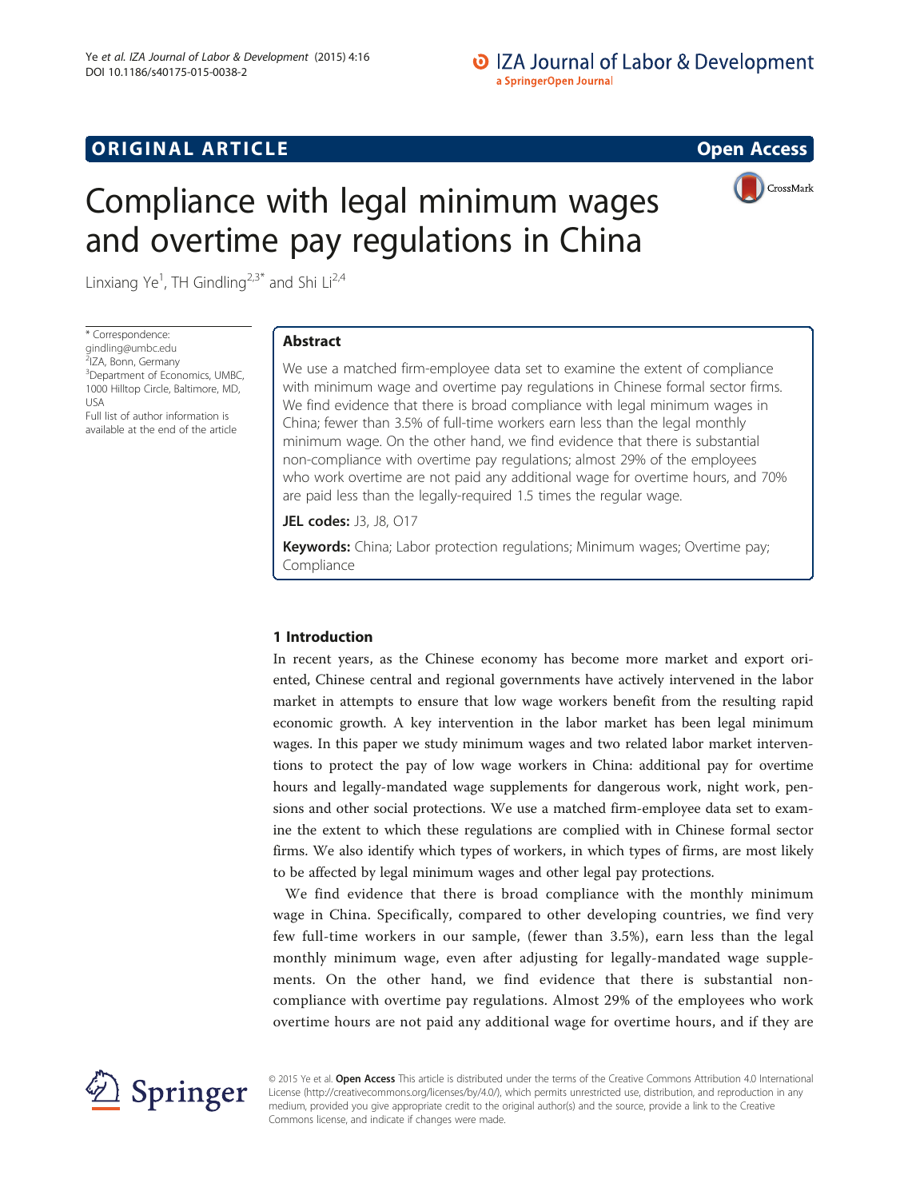ORIGINAL ARTICLE

Open Access

# Compliance with legal minimum wages and overtime pay regulations in China

Linxiang Ye[1], TH Gindling[2,3*] and Shi Li[2,4]

\* Correspondence: gindling@umbc.edu
[2]IZA, Bonn, Germany
[3]Department of Economics, UMBC, 1000 Hilltop Circle, Baltimore, MD, USA
Full list of author information is available at the end of the article

## Abstract

We use a matched firm-employee data set to examine the extent of compliance with minimum wage and overtime pay regulations in Chinese formal sector firms. We find evidence that there is broad compliance with legal minimum wages in China; fewer than 3.5% of full-time workers earn less than the legal monthly minimum wage. On the other hand, we find evidence that there is substantial non-compliance with overtime pay regulations; almost 29% of the employees who work overtime are not paid any additional wage for overtime hours, and 70% are paid less than the legally-required 1.5 times the regular wage.

**JEL codes:** J3, J8, O17

**Keywords:** China; Labor protection regulations; Minimum wages; Overtime pay; Compliance

## 1 Introduction

In recent years, as the Chinese economy has become more market and export oriented, Chinese central and regional governments have actively intervened in the labor market in attempts to ensure that low wage workers benefit from the resulting rapid economic growth. A key intervention in the labor market has been legal minimum wages. In this paper we study minimum wages and two related labor market interventions to protect the pay of low wage workers in China: additional pay for overtime hours and legally-mandated wage supplements for dangerous work, night work, pensions and other social protections. We use a matched firm-employee data set to examine the extent to which these regulations are complied with in Chinese formal sector firms. We also identify which types of workers, in which types of firms, are most likely to be affected by legal minimum wages and other legal pay protections.

We find evidence that there is broad compliance with the monthly minimum wage in China. Specifically, compared to other developing countries, we find very few full-time workers in our sample, (fewer than 3.5%), earn less than the legal monthly minimum wage, even after adjusting for legally-mandated wage supplements. On the other hand, we find evidence that there is substantial non-compliance with overtime pay regulations. Almost 29% of the employees who work overtime hours are not paid any additional wage for overtime hours, and if they are

© 2015 Ye et al. **Open Access** This article is distributed under the terms of the Creative Commons Attribution 4.0 International License (http://creativecommons.org/licenses/by/4.0/), which permits unrestricted use, distribution, and reproduction in any medium, provided you give appropriate credit to the original author(s) and the source, provide a link to the Creative Commons license, and indicate if changes were made.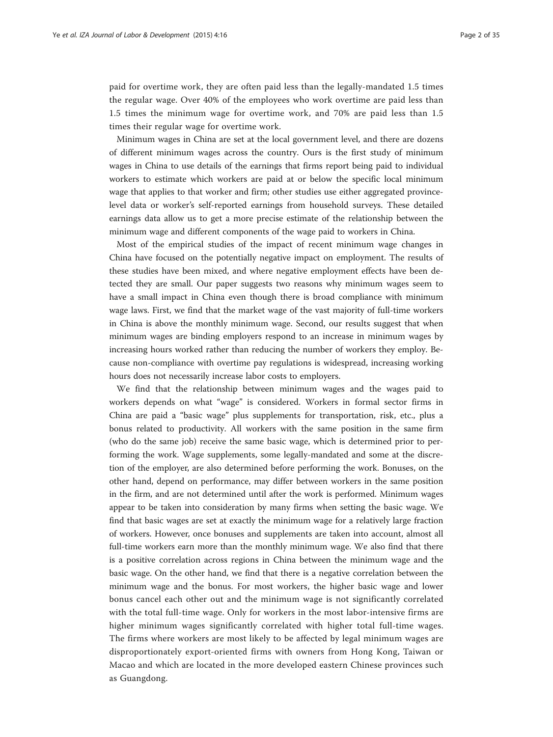paid for overtime work, they are often paid less than the legally-mandated 1.5 times the regular wage. Over 40% of the employees who work overtime are paid less than 1.5 times the minimum wage for overtime work, and 70% are paid less than 1.5 times their regular wage for overtime work.

Minimum wages in China are set at the local government level, and there are dozens of different minimum wages across the country. Ours is the first study of minimum wages in China to use details of the earnings that firms report being paid to individual workers to estimate which workers are paid at or below the specific local minimum wage that applies to that worker and firm; other studies use either aggregated province-level data or worker's self-reported earnings from household surveys. These detailed earnings data allow us to get a more precise estimate of the relationship between the minimum wage and different components of the wage paid to workers in China.

Most of the empirical studies of the impact of recent minimum wage changes in China have focused on the potentially negative impact on employment. The results of these studies have been mixed, and where negative employment effects have been detected they are small. Our paper suggests two reasons why minimum wages seem to have a small impact in China even though there is broad compliance with minimum wage laws. First, we find that the market wage of the vast majority of full-time workers in China is above the monthly minimum wage. Second, our results suggest that when minimum wages are binding employers respond to an increase in minimum wages by increasing hours worked rather than reducing the number of workers they employ. Because non-compliance with overtime pay regulations is widespread, increasing working hours does not necessarily increase labor costs to employers.

We find that the relationship between minimum wages and the wages paid to workers depends on what "wage" is considered. Workers in formal sector firms in China are paid a "basic wage" plus supplements for transportation, risk, etc., plus a bonus related to productivity. All workers with the same position in the same firm (who do the same job) receive the same basic wage, which is determined prior to performing the work. Wage supplements, some legally-mandated and some at the discretion of the employer, are also determined before performing the work. Bonuses, on the other hand, depend on performance, may differ between workers in the same position in the firm, and are not determined until after the work is performed. Minimum wages appear to be taken into consideration by many firms when setting the basic wage. We find that basic wages are set at exactly the minimum wage for a relatively large fraction of workers. However, once bonuses and supplements are taken into account, almost all full-time workers earn more than the monthly minimum wage. We also find that there is a positive correlation across regions in China between the minimum wage and the basic wage. On the other hand, we find that there is a negative correlation between the minimum wage and the bonus. For most workers, the higher basic wage and lower bonus cancel each other out and the minimum wage is not significantly correlated with the total full-time wage. Only for workers in the most labor-intensive firms are higher minimum wages significantly correlated with higher total full-time wages. The firms where workers are most likely to be affected by legal minimum wages are disproportionately export-oriented firms with owners from Hong Kong, Taiwan or Macao and which are located in the more developed eastern Chinese provinces such as Guangdong.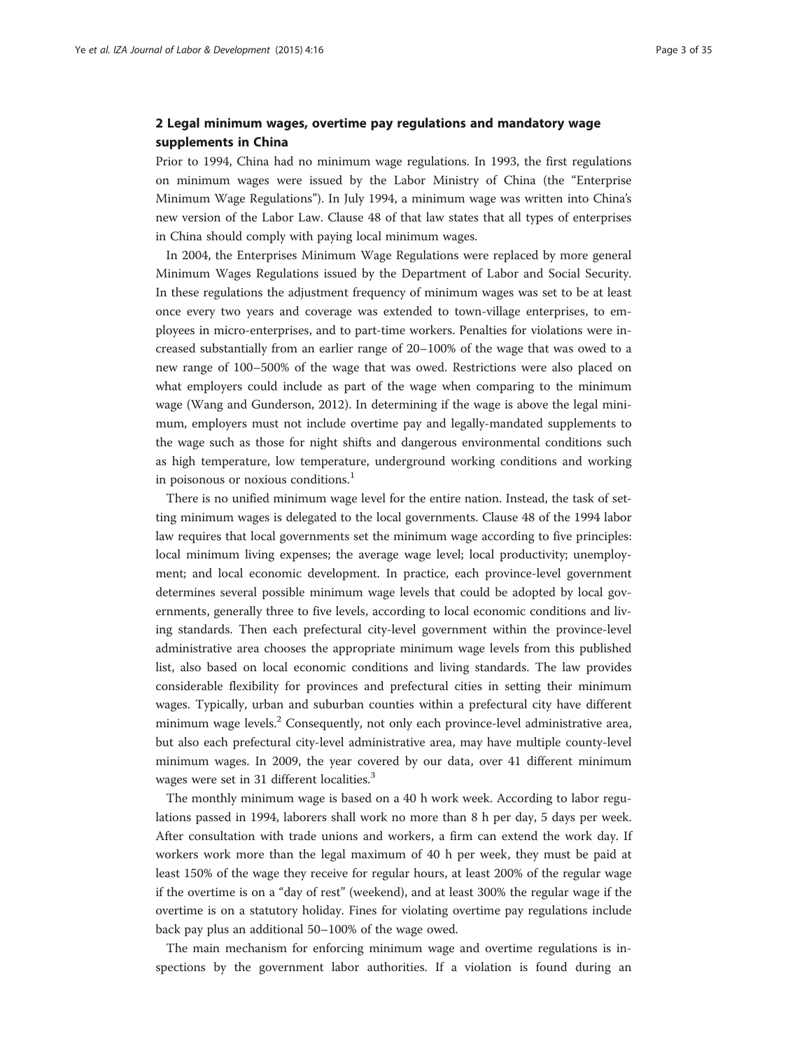## 2 Legal minimum wages, overtime pay regulations and mandatory wage supplements in China

Prior to 1994, China had no minimum wage regulations. In 1993, the first regulations on minimum wages were issued by the Labor Ministry of China (the "Enterprise Minimum Wage Regulations"). In July 1994, a minimum wage was written into China's new version of the Labor Law. Clause 48 of that law states that all types of enterprises in China should comply with paying local minimum wages.

In 2004, the Enterprises Minimum Wage Regulations were replaced by more general Minimum Wages Regulations issued by the Department of Labor and Social Security. In these regulations the adjustment frequency of minimum wages was set to be at least once every two years and coverage was extended to town-village enterprises, to employees in micro-enterprises, and to part-time workers. Penalties for violations were increased substantially from an earlier range of 20–100% of the wage that was owed to a new range of 100–500% of the wage that was owed. Restrictions were also placed on what employers could include as part of the wage when comparing to the minimum wage (Wang and Gunderson, 2012). In determining if the wage is above the legal minimum, employers must not include overtime pay and legally-mandated supplements to the wage such as those for night shifts and dangerous environmental conditions such as high temperature, low temperature, underground working conditions and working in poisonous or noxious conditions.[1]

There is no unified minimum wage level for the entire nation. Instead, the task of setting minimum wages is delegated to the local governments. Clause 48 of the 1994 labor law requires that local governments set the minimum wage according to five principles: local minimum living expenses; the average wage level; local productivity; unemployment; and local economic development. In practice, each province-level government determines several possible minimum wage levels that could be adopted by local governments, generally three to five levels, according to local economic conditions and living standards. Then each prefectural city-level government within the province-level administrative area chooses the appropriate minimum wage levels from this published list, also based on local economic conditions and living standards. The law provides considerable flexibility for provinces and prefectural cities in setting their minimum wages. Typically, urban and suburban counties within a prefectural city have different minimum wage levels.[2] Consequently, not only each province-level administrative area, but also each prefectural city-level administrative area, may have multiple county-level minimum wages. In 2009, the year covered by our data, over 41 different minimum wages were set in 31 different localities.[3]

The monthly minimum wage is based on a 40 h work week. According to labor regulations passed in 1994, laborers shall work no more than 8 h per day, 5 days per week. After consultation with trade unions and workers, a firm can extend the work day. If workers work more than the legal maximum of 40 h per week, they must be paid at least 150% of the wage they receive for regular hours, at least 200% of the regular wage if the overtime is on a "day of rest" (weekend), and at least 300% the regular wage if the overtime is on a statutory holiday. Fines for violating overtime pay regulations include back pay plus an additional 50–100% of the wage owed.

The main mechanism for enforcing minimum wage and overtime regulations is inspections by the government labor authorities. If a violation is found during an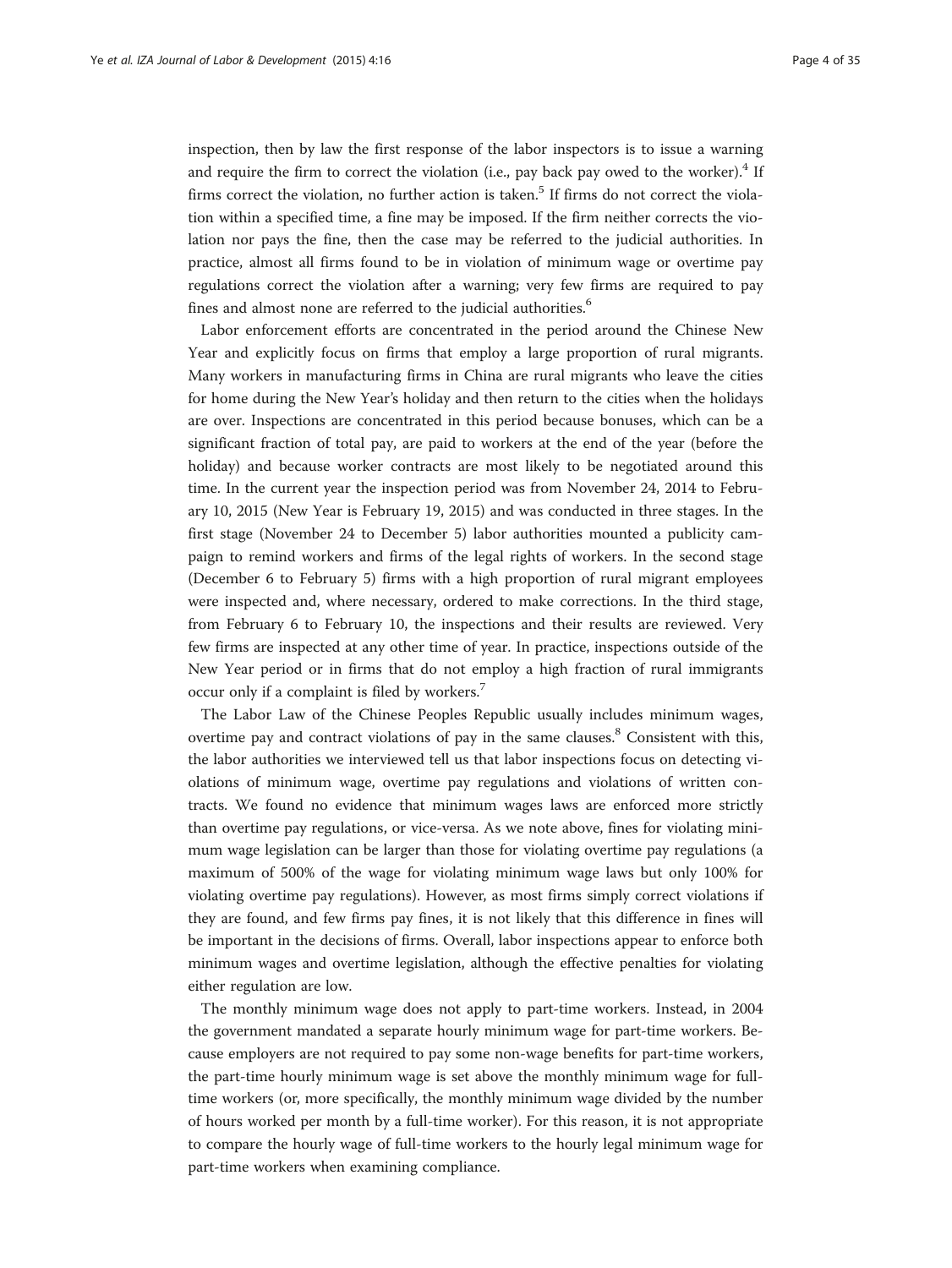inspection, then by law the first response of the labor inspectors is to issue a warning and require the firm to correct the violation (i.e., pay back pay owed to the worker).[4] If firms correct the violation, no further action is taken.[5] If firms do not correct the violation within a specified time, a fine may be imposed. If the firm neither corrects the violation nor pays the fine, then the case may be referred to the judicial authorities. In practice, almost all firms found to be in violation of minimum wage or overtime pay regulations correct the violation after a warning; very few firms are required to pay fines and almost none are referred to the judicial authorities.[6]

Labor enforcement efforts are concentrated in the period around the Chinese New Year and explicitly focus on firms that employ a large proportion of rural migrants. Many workers in manufacturing firms in China are rural migrants who leave the cities for home during the New Year's holiday and then return to the cities when the holidays are over. Inspections are concentrated in this period because bonuses, which can be a significant fraction of total pay, are paid to workers at the end of the year (before the holiday) and because worker contracts are most likely to be negotiated around this time. In the current year the inspection period was from November 24, 2014 to February 10, 2015 (New Year is February 19, 2015) and was conducted in three stages. In the first stage (November 24 to December 5) labor authorities mounted a publicity campaign to remind workers and firms of the legal rights of workers. In the second stage (December 6 to February 5) firms with a high proportion of rural migrant employees were inspected and, where necessary, ordered to make corrections. In the third stage, from February 6 to February 10, the inspections and their results are reviewed. Very few firms are inspected at any other time of year. In practice, inspections outside of the New Year period or in firms that do not employ a high fraction of rural immigrants occur only if a complaint is filed by workers.[7]

The Labor Law of the Chinese Peoples Republic usually includes minimum wages, overtime pay and contract violations of pay in the same clauses.[8] Consistent with this, the labor authorities we interviewed tell us that labor inspections focus on detecting violations of minimum wage, overtime pay regulations and violations of written contracts. We found no evidence that minimum wages laws are enforced more strictly than overtime pay regulations, or vice-versa. As we note above, fines for violating minimum wage legislation can be larger than those for violating overtime pay regulations (a maximum of 500% of the wage for violating minimum wage laws but only 100% for violating overtime pay regulations). However, as most firms simply correct violations if they are found, and few firms pay fines, it is not likely that this difference in fines will be important in the decisions of firms. Overall, labor inspections appear to enforce both minimum wages and overtime legislation, although the effective penalties for violating either regulation are low.

The monthly minimum wage does not apply to part-time workers. Instead, in 2004 the government mandated a separate hourly minimum wage for part-time workers. Because employers are not required to pay some non-wage benefits for part-time workers, the part-time hourly minimum wage is set above the monthly minimum wage for full-time workers (or, more specifically, the monthly minimum wage divided by the number of hours worked per month by a full-time worker). For this reason, it is not appropriate to compare the hourly wage of full-time workers to the hourly legal minimum wage for part-time workers when examining compliance.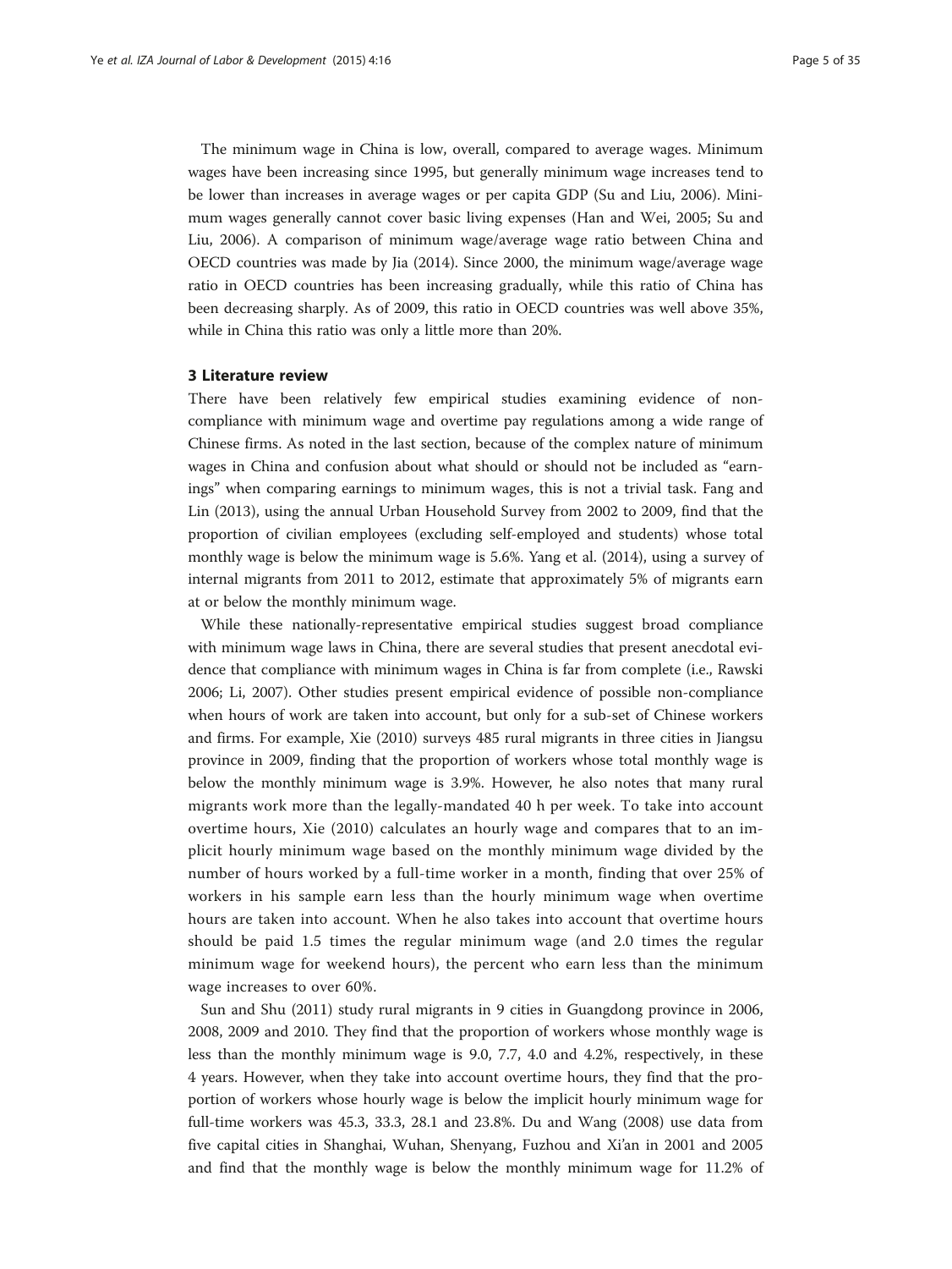The minimum wage in China is low, overall, compared to average wages. Minimum wages have been increasing since 1995, but generally minimum wage increases tend to be lower than increases in average wages or per capita GDP (Su and Liu, 2006). Minimum wages generally cannot cover basic living expenses (Han and Wei, 2005; Su and Liu, 2006). A comparison of minimum wage/average wage ratio between China and OECD countries was made by Jia (2014). Since 2000, the minimum wage/average wage ratio in OECD countries has been increasing gradually, while this ratio of China has been decreasing sharply. As of 2009, this ratio in OECD countries was well above 35%, while in China this ratio was only a little more than 20%.

## 3 Literature review

There have been relatively few empirical studies examining evidence of non-compliance with minimum wage and overtime pay regulations among a wide range of Chinese firms. As noted in the last section, because of the complex nature of minimum wages in China and confusion about what should or should not be included as "earnings" when comparing earnings to minimum wages, this is not a trivial task. Fang and Lin (2013), using the annual Urban Household Survey from 2002 to 2009, find that the proportion of civilian employees (excluding self-employed and students) whose total monthly wage is below the minimum wage is 5.6%. Yang et al. (2014), using a survey of internal migrants from 2011 to 2012, estimate that approximately 5% of migrants earn at or below the monthly minimum wage.

While these nationally-representative empirical studies suggest broad compliance with minimum wage laws in China, there are several studies that present anecdotal evidence that compliance with minimum wages in China is far from complete (i.e., Rawski 2006; Li, 2007). Other studies present empirical evidence of possible non-compliance when hours of work are taken into account, but only for a sub-set of Chinese workers and firms. For example, Xie (2010) surveys 485 rural migrants in three cities in Jiangsu province in 2009, finding that the proportion of workers whose total monthly wage is below the monthly minimum wage is 3.9%. However, he also notes that many rural migrants work more than the legally-mandated 40 h per week. To take into account overtime hours, Xie (2010) calculates an hourly wage and compares that to an implicit hourly minimum wage based on the monthly minimum wage divided by the number of hours worked by a full-time worker in a month, finding that over 25% of workers in his sample earn less than the hourly minimum wage when overtime hours are taken into account. When he also takes into account that overtime hours should be paid 1.5 times the regular minimum wage (and 2.0 times the regular minimum wage for weekend hours), the percent who earn less than the minimum wage increases to over 60%.

Sun and Shu (2011) study rural migrants in 9 cities in Guangdong province in 2006, 2008, 2009 and 2010. They find that the proportion of workers whose monthly wage is less than the monthly minimum wage is 9.0, 7.7, 4.0 and 4.2%, respectively, in these 4 years. However, when they take into account overtime hours, they find that the proportion of workers whose hourly wage is below the implicit hourly minimum wage for full-time workers was 45.3, 33.3, 28.1 and 23.8%. Du and Wang (2008) use data from five capital cities in Shanghai, Wuhan, Shenyang, Fuzhou and Xi'an in 2001 and 2005 and find that the monthly wage is below the monthly minimum wage for 11.2% of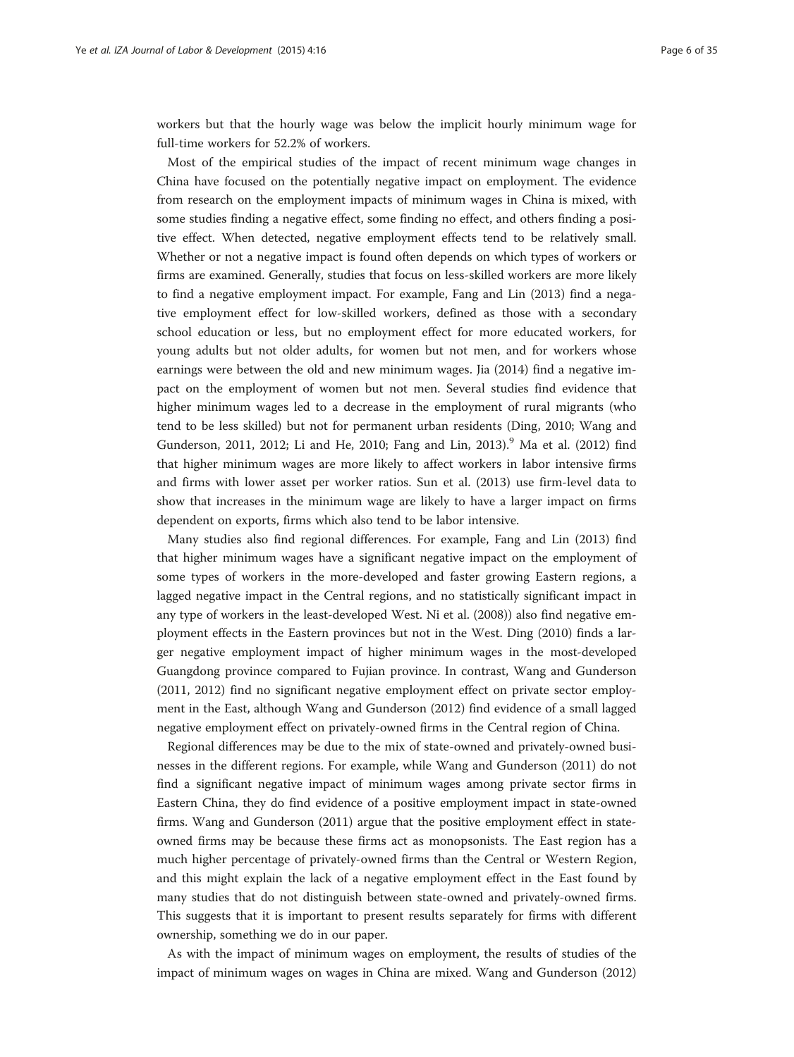workers but that the hourly wage was below the implicit hourly minimum wage for full-time workers for 52.2% of workers.

Most of the empirical studies of the impact of recent minimum wage changes in China have focused on the potentially negative impact on employment. The evidence from research on the employment impacts of minimum wages in China is mixed, with some studies finding a negative effect, some finding no effect, and others finding a positive effect. When detected, negative employment effects tend to be relatively small. Whether or not a negative impact is found often depends on which types of workers or firms are examined. Generally, studies that focus on less-skilled workers are more likely to find a negative employment impact. For example, Fang and Lin (2013) find a negative employment effect for low-skilled workers, defined as those with a secondary school education or less, but no employment effect for more educated workers, for young adults but not older adults, for women but not men, and for workers whose earnings were between the old and new minimum wages. Jia (2014) find a negative impact on the employment of women but not men. Several studies find evidence that higher minimum wages led to a decrease in the employment of rural migrants (who tend to be less skilled) but not for permanent urban residents (Ding, 2010; Wang and Gunderson, 2011, 2012; Li and He, 2010; Fang and Lin, 2013).[9] Ma et al. (2012) find that higher minimum wages are more likely to affect workers in labor intensive firms and firms with lower asset per worker ratios. Sun et al. (2013) use firm-level data to show that increases in the minimum wage are likely to have a larger impact on firms dependent on exports, firms which also tend to be labor intensive.

Many studies also find regional differences. For example, Fang and Lin (2013) find that higher minimum wages have a significant negative impact on the employment of some types of workers in the more-developed and faster growing Eastern regions, a lagged negative impact in the Central regions, and no statistically significant impact in any type of workers in the least-developed West. Ni et al. (2008)) also find negative employment effects in the Eastern provinces but not in the West. Ding (2010) finds a larger negative employment impact of higher minimum wages in the most-developed Guangdong province compared to Fujian province. In contrast, Wang and Gunderson (2011, 2012) find no significant negative employment effect on private sector employment in the East, although Wang and Gunderson (2012) find evidence of a small lagged negative employment effect on privately-owned firms in the Central region of China.

Regional differences may be due to the mix of state-owned and privately-owned businesses in the different regions. For example, while Wang and Gunderson (2011) do not find a significant negative impact of minimum wages among private sector firms in Eastern China, they do find evidence of a positive employment impact in state-owned firms. Wang and Gunderson (2011) argue that the positive employment effect in state-owned firms may be because these firms act as monopsonists. The East region has a much higher percentage of privately-owned firms than the Central or Western Region, and this might explain the lack of a negative employment effect in the East found by many studies that do not distinguish between state-owned and privately-owned firms. This suggests that it is important to present results separately for firms with different ownership, something we do in our paper.

As with the impact of minimum wages on employment, the results of studies of the impact of minimum wages on wages in China are mixed. Wang and Gunderson (2012)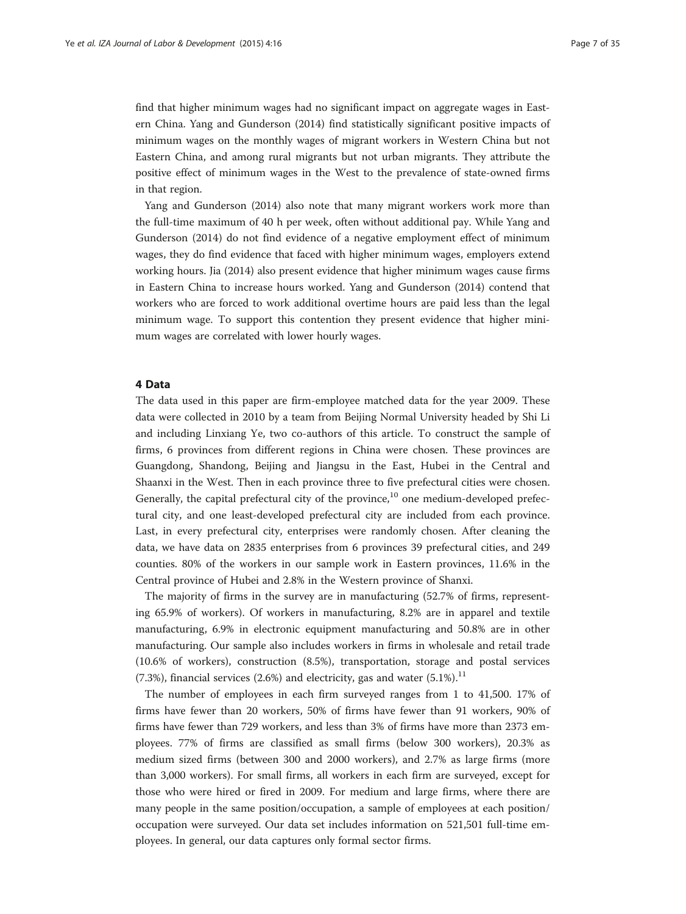find that higher minimum wages had no significant impact on aggregate wages in Eastern China. Yang and Gunderson (2014) find statistically significant positive impacts of minimum wages on the monthly wages of migrant workers in Western China but not Eastern China, and among rural migrants but not urban migrants. They attribute the positive effect of minimum wages in the West to the prevalence of state-owned firms in that region.

Yang and Gunderson (2014) also note that many migrant workers work more than the full-time maximum of 40 h per week, often without additional pay. While Yang and Gunderson (2014) do not find evidence of a negative employment effect of minimum wages, they do find evidence that faced with higher minimum wages, employers extend working hours. Jia (2014) also present evidence that higher minimum wages cause firms in Eastern China to increase hours worked. Yang and Gunderson (2014) contend that workers who are forced to work additional overtime hours are paid less than the legal minimum wage. To support this contention they present evidence that higher minimum wages are correlated with lower hourly wages.

## 4 Data

The data used in this paper are firm-employee matched data for the year 2009. These data were collected in 2010 by a team from Beijing Normal University headed by Shi Li and including Linxiang Ye, two co-authors of this article. To construct the sample of firms, 6 provinces from different regions in China were chosen. These provinces are Guangdong, Shandong, Beijing and Jiangsu in the East, Hubei in the Central and Shaanxi in the West. Then in each province three to five prefectural cities were chosen. Generally, the capital prefectural city of the province,[10] one medium-developed prefectural city, and one least-developed prefectural city are included from each province. Last, in every prefectural city, enterprises were randomly chosen. After cleaning the data, we have data on 2835 enterprises from 6 provinces 39 prefectural cities, and 249 counties. 80% of the workers in our sample work in Eastern provinces, 11.6% in the Central province of Hubei and 2.8% in the Western province of Shanxi.

The majority of firms in the survey are in manufacturing (52.7% of firms, representing 65.9% of workers). Of workers in manufacturing, 8.2% are in apparel and textile manufacturing, 6.9% in electronic equipment manufacturing and 50.8% are in other manufacturing. Our sample also includes workers in firms in wholesale and retail trade (10.6% of workers), construction (8.5%), transportation, storage and postal services (7.3%), financial services (2.6%) and electricity, gas and water (5.1%).[11]

The number of employees in each firm surveyed ranges from 1 to 41,500. 17% of firms have fewer than 20 workers, 50% of firms have fewer than 91 workers, 90% of firms have fewer than 729 workers, and less than 3% of firms have more than 2373 employees. 77% of firms are classified as small firms (below 300 workers), 20.3% as medium sized firms (between 300 and 2000 workers), and 2.7% as large firms (more than 3,000 workers). For small firms, all workers in each firm are surveyed, except for those who were hired or fired in 2009. For medium and large firms, where there are many people in the same position/occupation, a sample of employees at each position/occupation were surveyed. Our data set includes information on 521,501 full-time employees. In general, our data captures only formal sector firms.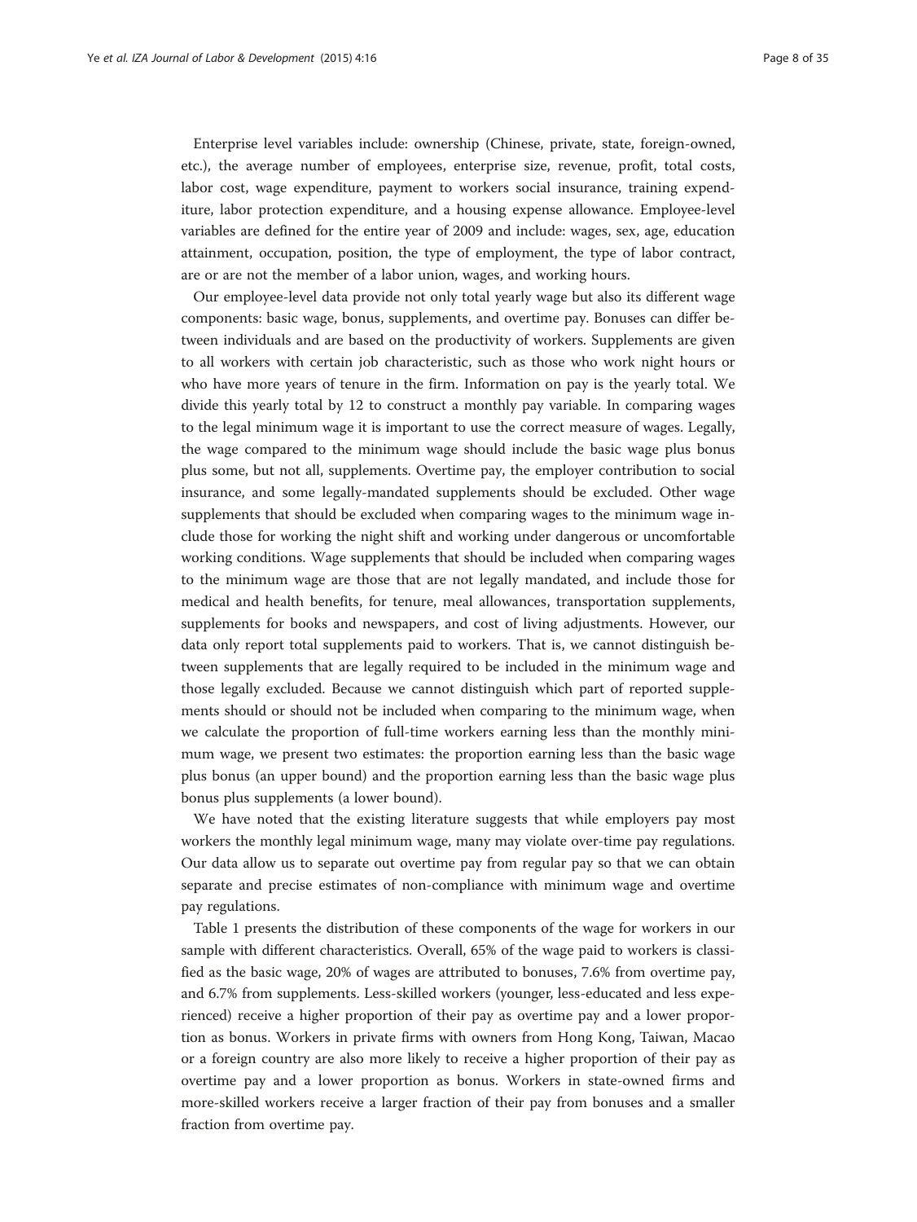Enterprise level variables include: ownership (Chinese, private, state, foreign-owned, etc.), the average number of employees, enterprise size, revenue, profit, total costs, labor cost, wage expenditure, payment to workers social insurance, training expenditure, labor protection expenditure, and a housing expense allowance. Employee-level variables are defined for the entire year of 2009 and include: wages, sex, age, education attainment, occupation, position, the type of employment, the type of labor contract, are or are not the member of a labor union, wages, and working hours.

Our employee-level data provide not only total yearly wage but also its different wage components: basic wage, bonus, supplements, and overtime pay. Bonuses can differ between individuals and are based on the productivity of workers. Supplements are given to all workers with certain job characteristic, such as those who work night hours or who have more years of tenure in the firm. Information on pay is the yearly total. We divide this yearly total by 12 to construct a monthly pay variable. In comparing wages to the legal minimum wage it is important to use the correct measure of wages. Legally, the wage compared to the minimum wage should include the basic wage plus bonus plus some, but not all, supplements. Overtime pay, the employer contribution to social insurance, and some legally-mandated supplements should be excluded. Other wage supplements that should be excluded when comparing wages to the minimum wage include those for working the night shift and working under dangerous or uncomfortable working conditions. Wage supplements that should be included when comparing wages to the minimum wage are those that are not legally mandated, and include those for medical and health benefits, for tenure, meal allowances, transportation supplements, supplements for books and newspapers, and cost of living adjustments. However, our data only report total supplements paid to workers. That is, we cannot distinguish between supplements that are legally required to be included in the minimum wage and those legally excluded. Because we cannot distinguish which part of reported supplements should or should not be included when comparing to the minimum wage, when we calculate the proportion of full-time workers earning less than the monthly minimum wage, we present two estimates: the proportion earning less than the basic wage plus bonus (an upper bound) and the proportion earning less than the basic wage plus bonus plus supplements (a lower bound).

We have noted that the existing literature suggests that while employers pay most workers the monthly legal minimum wage, many may violate over-time pay regulations. Our data allow us to separate out overtime pay from regular pay so that we can obtain separate and precise estimates of non-compliance with minimum wage and overtime pay regulations.

Table 1 presents the distribution of these components of the wage for workers in our sample with different characteristics. Overall, 65% of the wage paid to workers is classified as the basic wage, 20% of wages are attributed to bonuses, 7.6% from overtime pay, and 6.7% from supplements. Less-skilled workers (younger, less-educated and less experienced) receive a higher proportion of their pay as overtime pay and a lower proportion as bonus. Workers in private firms with owners from Hong Kong, Taiwan, Macao or a foreign country are also more likely to receive a higher proportion of their pay as overtime pay and a lower proportion as bonus. Workers in state-owned firms and more-skilled workers receive a larger fraction of their pay from bonuses and a smaller fraction from overtime pay.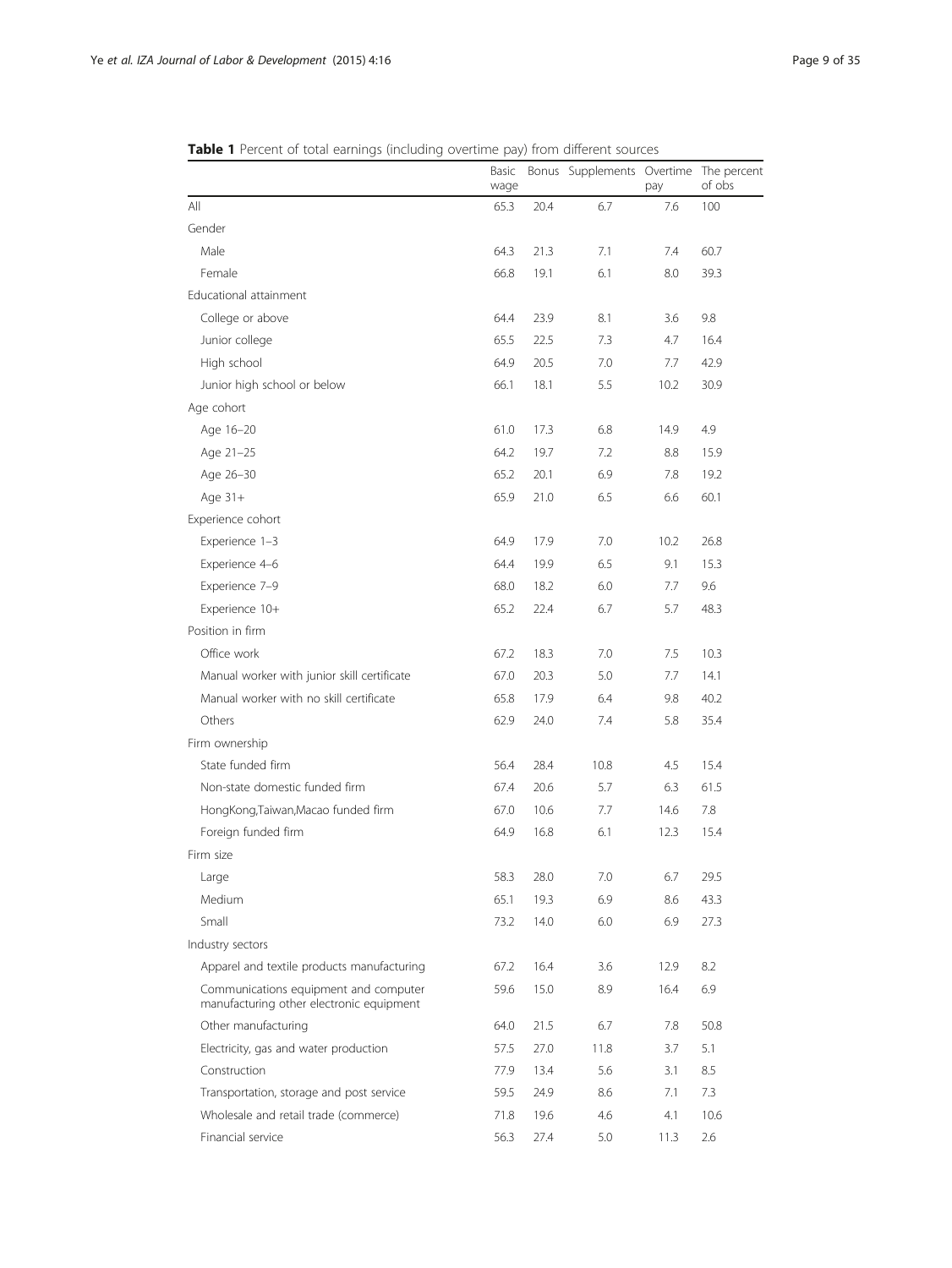**Table 1** Percent of total earnings (including overtime pay) from different sources

| | Basic wage | Bonus | Supplements | Overtime pay | The percent of obs |
|---|---|---|---|---|---|
| All | 65.3 | 20.4 | 6.7 | 7.6 | 100 |
| Gender | | | | | |
| Male | 64.3 | 21.3 | 7.1 | 7.4 | 60.7 |
| Female | 66.8 | 19.1 | 6.1 | 8.0 | 39.3 |
| Educational attainment | | | | | |
| College or above | 64.4 | 23.9 | 8.1 | 3.6 | 9.8 |
| Junior college | 65.5 | 22.5 | 7.3 | 4.7 | 16.4 |
| High school | 64.9 | 20.5 | 7.0 | 7.7 | 42.9 |
| Junior high school or below | 66.1 | 18.1 | 5.5 | 10.2 | 30.9 |
| Age cohort | | | | | |
| Age 16–20 | 61.0 | 17.3 | 6.8 | 14.9 | 4.9 |
| Age 21–25 | 64.2 | 19.7 | 7.2 | 8.8 | 15.9 |
| Age 26–30 | 65.2 | 20.1 | 6.9 | 7.8 | 19.2 |
| Age 31+ | 65.9 | 21.0 | 6.5 | 6.6 | 60.1 |
| Experience cohort | | | | | |
| Experience 1–3 | 64.9 | 17.9 | 7.0 | 10.2 | 26.8 |
| Experience 4–6 | 64.4 | 19.9 | 6.5 | 9.1 | 15.3 |
| Experience 7–9 | 68.0 | 18.2 | 6.0 | 7.7 | 9.6 |
| Experience 10+ | 65.2 | 22.4 | 6.7 | 5.7 | 48.3 |
| Position in firm | | | | | |
| Office work | 67.2 | 18.3 | 7.0 | 7.5 | 10.3 |
| Manual worker with junior skill certificate | 67.0 | 20.3 | 5.0 | 7.7 | 14.1 |
| Manual worker with no skill certificate | 65.8 | 17.9 | 6.4 | 9.8 | 40.2 |
| Others | 62.9 | 24.0 | 7.4 | 5.8 | 35.4 |
| Firm ownership | | | | | |
| State funded firm | 56.4 | 28.4 | 10.8 | 4.5 | 15.4 |
| Non-state domestic funded firm | 67.4 | 20.6 | 5.7 | 6.3 | 61.5 |
| HongKong,Taiwan,Macao funded firm | 67.0 | 10.6 | 7.7 | 14.6 | 7.8 |
| Foreign funded firm | 64.9 | 16.8 | 6.1 | 12.3 | 15.4 |
| Firm size | | | | | |
| Large | 58.3 | 28.0 | 7.0 | 6.7 | 29.5 |
| Medium | 65.1 | 19.3 | 6.9 | 8.6 | 43.3 |
| Small | 73.2 | 14.0 | 6.0 | 6.9 | 27.3 |
| Industry sectors | | | | | |
| Apparel and textile products manufacturing | 67.2 | 16.4 | 3.6 | 12.9 | 8.2 |
| Communications equipment and computer manufacturing other electronic equipment | 59.6 | 15.0 | 8.9 | 16.4 | 6.9 |
| Other manufacturing | 64.0 | 21.5 | 6.7 | 7.8 | 50.8 |
| Electricity, gas and water production | 57.5 | 27.0 | 11.8 | 3.7 | 5.1 |
| Construction | 77.9 | 13.4 | 5.6 | 3.1 | 8.5 |
| Transportation, storage and post service | 59.5 | 24.9 | 8.6 | 7.1 | 7.3 |
| Wholesale and retail trade (commerce) | 71.8 | 19.6 | 4.6 | 4.1 | 10.6 |
| Financial service | 56.3 | 27.4 | 5.0 | 11.3 | 2.6 |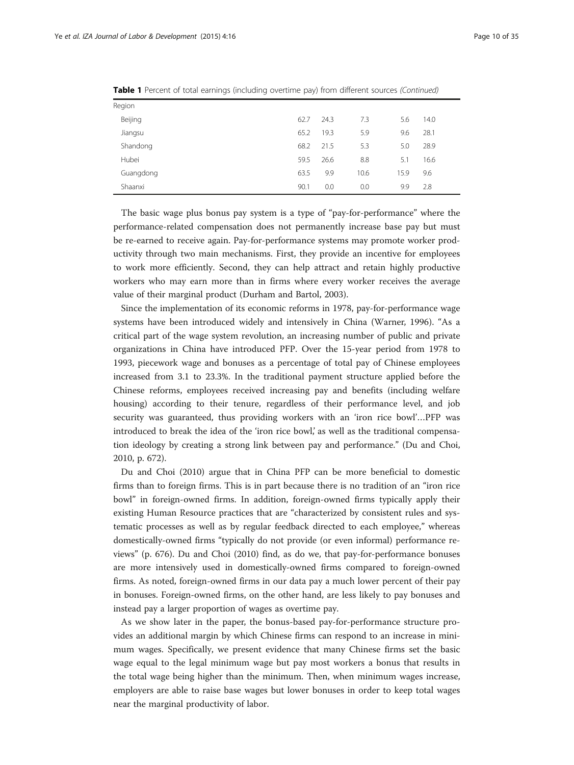**Table 1** Percent of total earnings (including overtime pay) from different sources *(Continued)*

| | | | | | |
|---|---|---|---|---|---|
| Region | | | | | |
| Beijing | 62.7 | 24.3 | 7.3 | 5.6 | 14.0 |
| Jiangsu | 65.2 | 19.3 | 5.9 | 9.6 | 28.1 |
| Shandong | 68.2 | 21.5 | 5.3 | 5.0 | 28.9 |
| Hubei | 59.5 | 26.6 | 8.8 | 5.1 | 16.6 |
| Guangdong | 63.5 | 9.9 | 10.6 | 15.9 | 9.6 |
| Shaanxi | 90.1 | 0.0 | 0.0 | 9.9 | 2.8 |

The basic wage plus bonus pay system is a type of "pay-for-performance" where the performance-related compensation does not permanently increase base pay but must be re-earned to receive again. Pay-for-performance systems may promote worker productivity through two main mechanisms. First, they provide an incentive for employees to work more efficiently. Second, they can help attract and retain highly productive workers who may earn more than in firms where every worker receives the average value of their marginal product (Durham and Bartol, 2003).

Since the implementation of its economic reforms in 1978, pay-for-performance wage systems have been introduced widely and intensively in China (Warner, 1996). "As a critical part of the wage system revolution, an increasing number of public and private organizations in China have introduced PFP. Over the 15-year period from 1978 to 1993, piecework wage and bonuses as a percentage of total pay of Chinese employees increased from 3.1 to 23.3%. In the traditional payment structure applied before the Chinese reforms, employees received increasing pay and benefits (including welfare housing) according to their tenure, regardless of their performance level, and job security was guaranteed, thus providing workers with an 'iron rice bowl'…PFP was introduced to break the idea of the 'iron rice bowl,' as well as the traditional compensation ideology by creating a strong link between pay and performance." (Du and Choi, 2010, p. 672).

Du and Choi (2010) argue that in China PFP can be more beneficial to domestic firms than to foreign firms. This is in part because there is no tradition of an "iron rice bowl" in foreign-owned firms. In addition, foreign-owned firms typically apply their existing Human Resource practices that are "characterized by consistent rules and systematic processes as well as by regular feedback directed to each employee," whereas domestically-owned firms "typically do not provide (or even informal) performance reviews" (p. 676). Du and Choi (2010) find, as do we, that pay-for-performance bonuses are more intensively used in domestically-owned firms compared to foreign-owned firms. As noted, foreign-owned firms in our data pay a much lower percent of their pay in bonuses. Foreign-owned firms, on the other hand, are less likely to pay bonuses and instead pay a larger proportion of wages as overtime pay.

As we show later in the paper, the bonus-based pay-for-performance structure provides an additional margin by which Chinese firms can respond to an increase in minimum wages. Specifically, we present evidence that many Chinese firms set the basic wage equal to the legal minimum wage but pay most workers a bonus that results in the total wage being higher than the minimum. Then, when minimum wages increase, employers are able to raise base wages but lower bonuses in order to keep total wages near the marginal productivity of labor.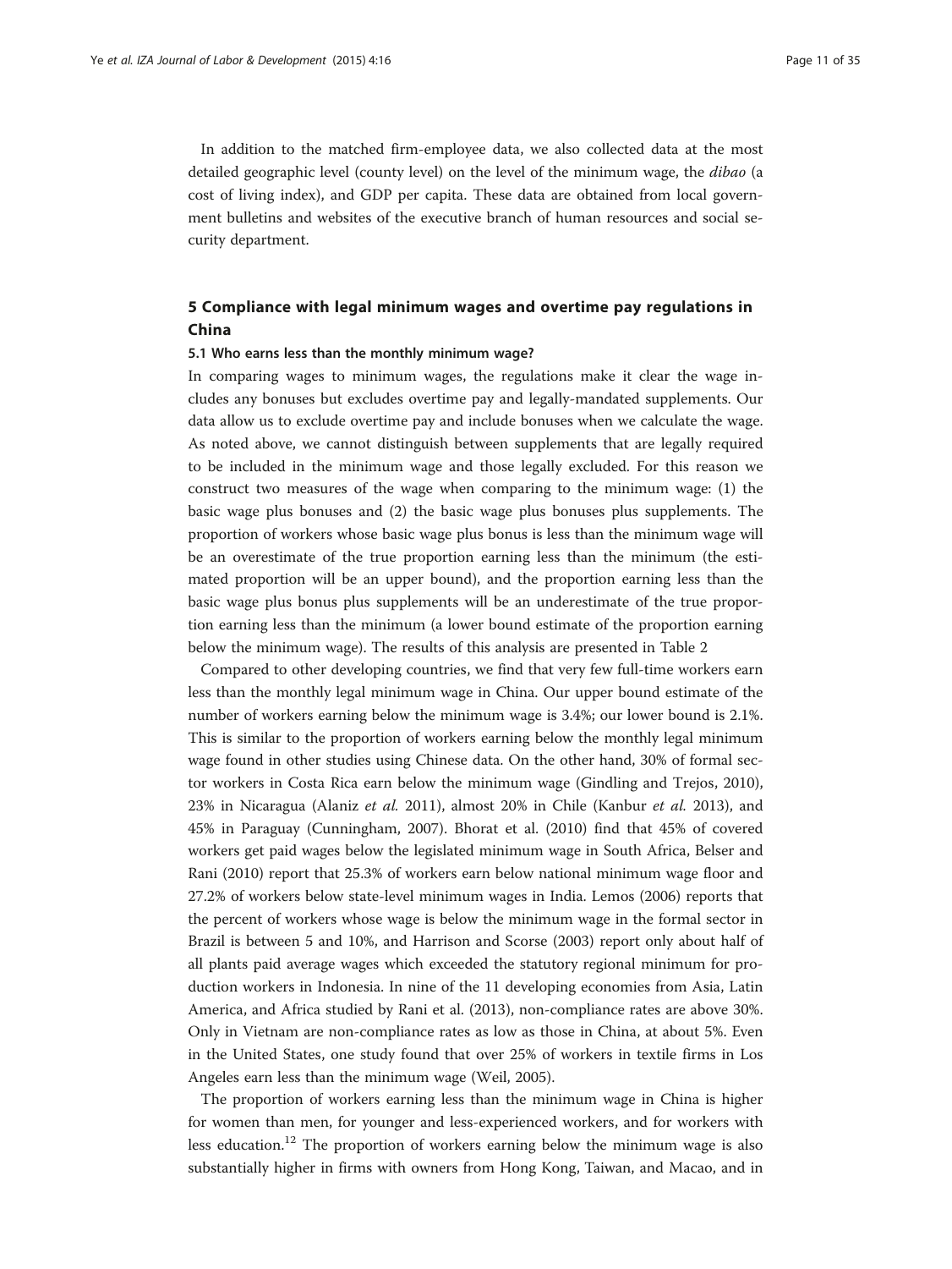In addition to the matched firm-employee data, we also collected data at the most detailed geographic level (county level) on the level of the minimum wage, the *dibao* (a cost of living index), and GDP per capita. These data are obtained from local government bulletins and websites of the executive branch of human resources and social security department.

## 5 Compliance with legal minimum wages and overtime pay regulations in China

### 5.1 Who earns less than the monthly minimum wage?

In comparing wages to minimum wages, the regulations make it clear the wage includes any bonuses but excludes overtime pay and legally-mandated supplements. Our data allow us to exclude overtime pay and include bonuses when we calculate the wage. As noted above, we cannot distinguish between supplements that are legally required to be included in the minimum wage and those legally excluded. For this reason we construct two measures of the wage when comparing to the minimum wage: (1) the basic wage plus bonuses and (2) the basic wage plus bonuses plus supplements. The proportion of workers whose basic wage plus bonus is less than the minimum wage will be an overestimate of the true proportion earning less than the minimum (the estimated proportion will be an upper bound), and the proportion earning less than the basic wage plus bonus plus supplements will be an underestimate of the true proportion earning less than the minimum (a lower bound estimate of the proportion earning below the minimum wage). The results of this analysis are presented in Table 2

Compared to other developing countries, we find that very few full-time workers earn less than the monthly legal minimum wage in China. Our upper bound estimate of the number of workers earning below the minimum wage is 3.4%; our lower bound is 2.1%. This is similar to the proportion of workers earning below the monthly legal minimum wage found in other studies using Chinese data. On the other hand, 30% of formal sector workers in Costa Rica earn below the minimum wage (Gindling and Trejos, 2010), 23% in Nicaragua (Alaniz *et al.* 2011), almost 20% in Chile (Kanbur *et al.* 2013), and 45% in Paraguay (Cunningham, 2007). Bhorat et al. (2010) find that 45% of covered workers get paid wages below the legislated minimum wage in South Africa, Belser and Rani (2010) report that 25.3% of workers earn below national minimum wage floor and 27.2% of workers below state-level minimum wages in India. Lemos (2006) reports that the percent of workers whose wage is below the minimum wage in the formal sector in Brazil is between 5 and 10%, and Harrison and Scorse (2003) report only about half of all plants paid average wages which exceeded the statutory regional minimum for production workers in Indonesia. In nine of the 11 developing economies from Asia, Latin America, and Africa studied by Rani et al. (2013), non-compliance rates are above 30%. Only in Vietnam are non-compliance rates as low as those in China, at about 5%. Even in the United States, one study found that over 25% of workers in textile firms in Los Angeles earn less than the minimum wage (Weil, 2005).

The proportion of workers earning less than the minimum wage in China is higher for women than men, for younger and less-experienced workers, and for workers with less education.[12] The proportion of workers earning below the minimum wage is also substantially higher in firms with owners from Hong Kong, Taiwan, and Macao, and in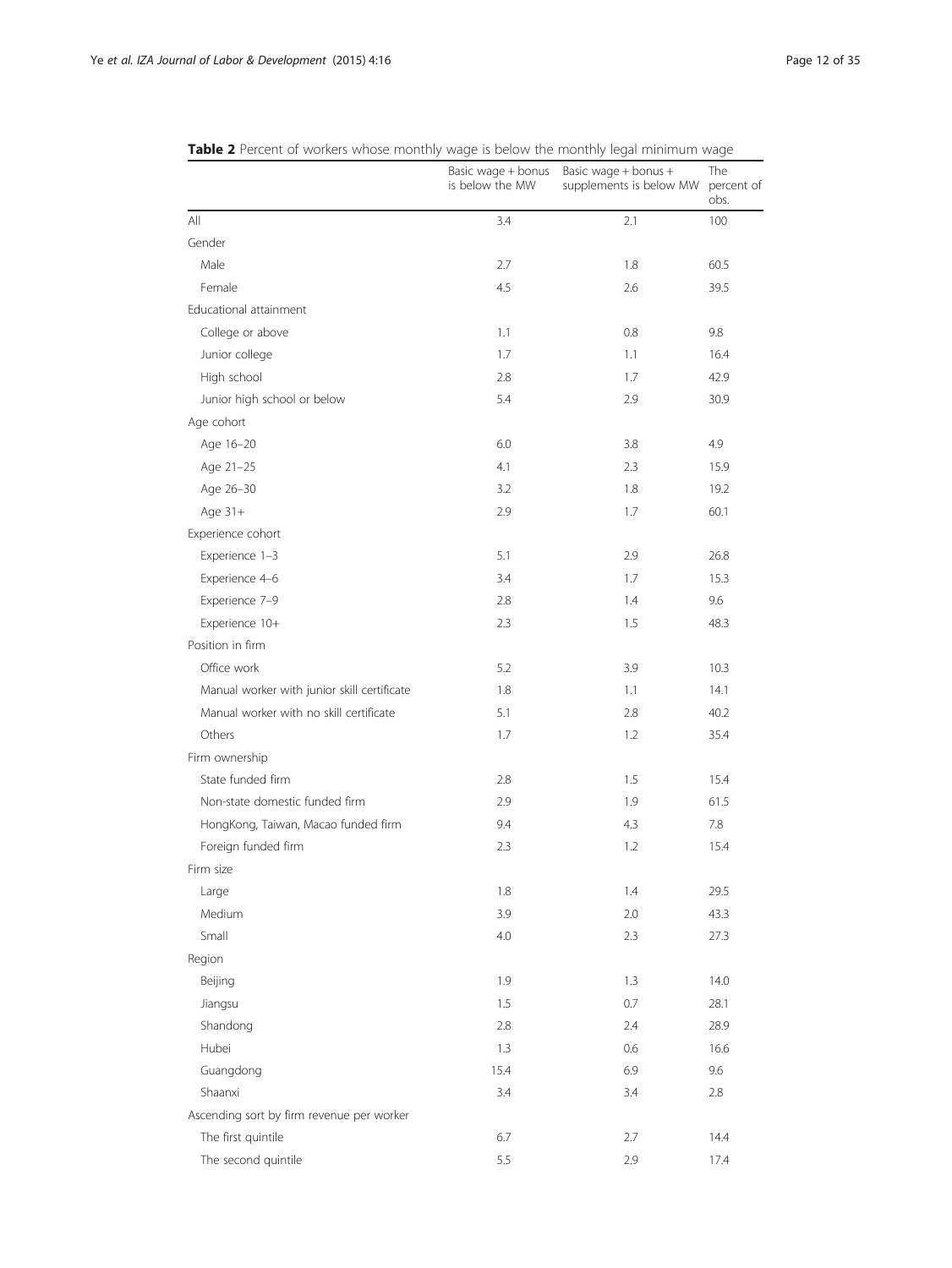**Table 2** Percent of workers whose monthly wage is below the monthly legal minimum wage

| | Basic wage + bonus is below the MW | Basic wage + bonus + supplements is below MW | The percent of obs. |
|---|---|---|---|
| All | 3.4 | 2.1 | 100 |
| Gender | | | |
| Male | 2.7 | 1.8 | 60.5 |
| Female | 4.5 | 2.6 | 39.5 |
| Educational attainment | | | |
| College or above | 1.1 | 0.8 | 9.8 |
| Junior college | 1.7 | 1.1 | 16.4 |
| High school | 2.8 | 1.7 | 42.9 |
| Junior high school or below | 5.4 | 2.9 | 30.9 |
| Age cohort | | | |
| Age 16–20 | 6.0 | 3.8 | 4.9 |
| Age 21–25 | 4.1 | 2.3 | 15.9 |
| Age 26–30 | 3.2 | 1.8 | 19.2 |
| Age 31+ | 2.9 | 1.7 | 60.1 |
| Experience cohort | | | |
| Experience 1–3 | 5.1 | 2.9 | 26.8 |
| Experience 4–6 | 3.4 | 1.7 | 15.3 |
| Experience 7–9 | 2.8 | 1.4 | 9.6 |
| Experience 10+ | 2.3 | 1.5 | 48.3 |
| Position in firm | | | |
| Office work | 5.2 | 3.9 | 10.3 |
| Manual worker with junior skill certificate | 1.8 | 1.1 | 14.1 |
| Manual worker with no skill certificate | 5.1 | 2.8 | 40.2 |
| Others | 1.7 | 1.2 | 35.4 |
| Firm ownership | | | |
| State funded firm | 2.8 | 1.5 | 15.4 |
| Non-state domestic funded firm | 2.9 | 1.9 | 61.5 |
| HongKong, Taiwan, Macao funded firm | 9.4 | 4.3 | 7.8 |
| Foreign funded firm | 2.3 | 1.2 | 15.4 |
| Firm size | | | |
| Large | 1.8 | 1.4 | 29.5 |
| Medium | 3.9 | 2.0 | 43.3 |
| Small | 4.0 | 2.3 | 27.3 |
| Region | | | |
| Beijing | 1.9 | 1.3 | 14.0 |
| Jiangsu | 1.5 | 0.7 | 28.1 |
| Shandong | 2.8 | 2.4 | 28.9 |
| Hubei | 1.3 | 0.6 | 16.6 |
| Guangdong | 15.4 | 6.9 | 9.6 |
| Shaanxi | 3.4 | 3.4 | 2.8 |
| Ascending sort by firm revenue per worker | | | |
| The first quintile | 6.7 | 2.7 | 14.4 |
| The second quintile | 5.5 | 2.9 | 17.4 |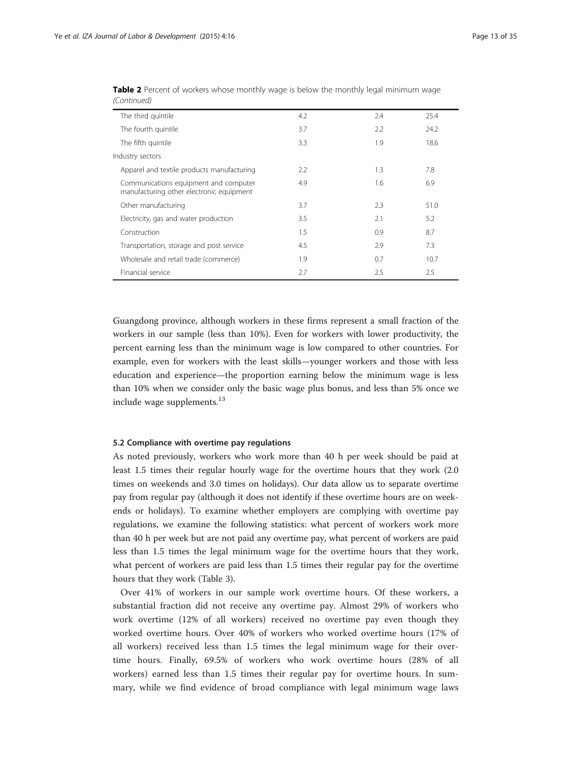**Table 2** Percent of workers whose monthly wage is below the monthly legal minimum wage *(Continued)*

| | | | |
|---|---|---|---|
| The third quintile | 4.2 | 2.4 | 25.4 |
| The fourth quintile | 3.7 | 2.2 | 24.2 |
| The fifth quintile | 3.3 | 1.9 | 18.6 |
| Industry sectors | | | |
| Apparel and textile products manufacturing | 2.2 | 1.3 | 7.8 |
| Communications equipment and computer manufacturing other electronic equipment | 4.9 | 1.6 | 6.9 |
| Other manufacturing | 3.7 | 2.3 | 51.0 |
| Electricity, gas and water production | 3.5 | 2.1 | 5.2 |
| Construction | 1.5 | 0.9 | 8.7 |
| Transportation, storage and post service | 4.5 | 2.9 | 7.3 |
| Wholesale and retail trade (commerce) | 1.9 | 0.7 | 10.7 |
| Financial service | 2.7 | 2.5 | 2.5 |

Guangdong province, although workers in these firms represent a small fraction of the workers in our sample (less than 10%). Even for workers with lower productivity, the percent earning less than the minimum wage is low compared to other countries. For example, even for workers with the least skills—younger workers and those with less education and experience—the proportion earning below the minimum wage is less than 10% when we consider only the basic wage plus bonus, and less than 5% once we include wage supplements.[13]

### 5.2 Compliance with overtime pay regulations

As noted previously, workers who work more than 40 h per week should be paid at least 1.5 times their regular hourly wage for the overtime hours that they work (2.0 times on weekends and 3.0 times on holidays). Our data allow us to separate overtime pay from regular pay (although it does not identify if these overtime hours are on weekends or holidays). To examine whether employers are complying with overtime pay regulations, we examine the following statistics: what percent of workers work more than 40 h per week but are not paid any overtime pay, what percent of workers are paid less than 1.5 times the legal minimum wage for the overtime hours that they work, what percent of workers are paid less than 1.5 times their regular pay for the overtime hours that they work (Table 3).

Over 41% of workers in our sample work overtime hours. Of these workers, a substantial fraction did not receive any overtime pay. Almost 29% of workers who work overtime (12% of all workers) received no overtime pay even though they worked overtime hours. Over 40% of workers who worked overtime hours (17% of all workers) received less than 1.5 times the legal minimum wage for their overtime hours. Finally, 69.5% of workers who work overtime hours (28% of all workers) earned less than 1.5 times their regular pay for overtime hours. In summary, while we find evidence of broad compliance with legal minimum wage laws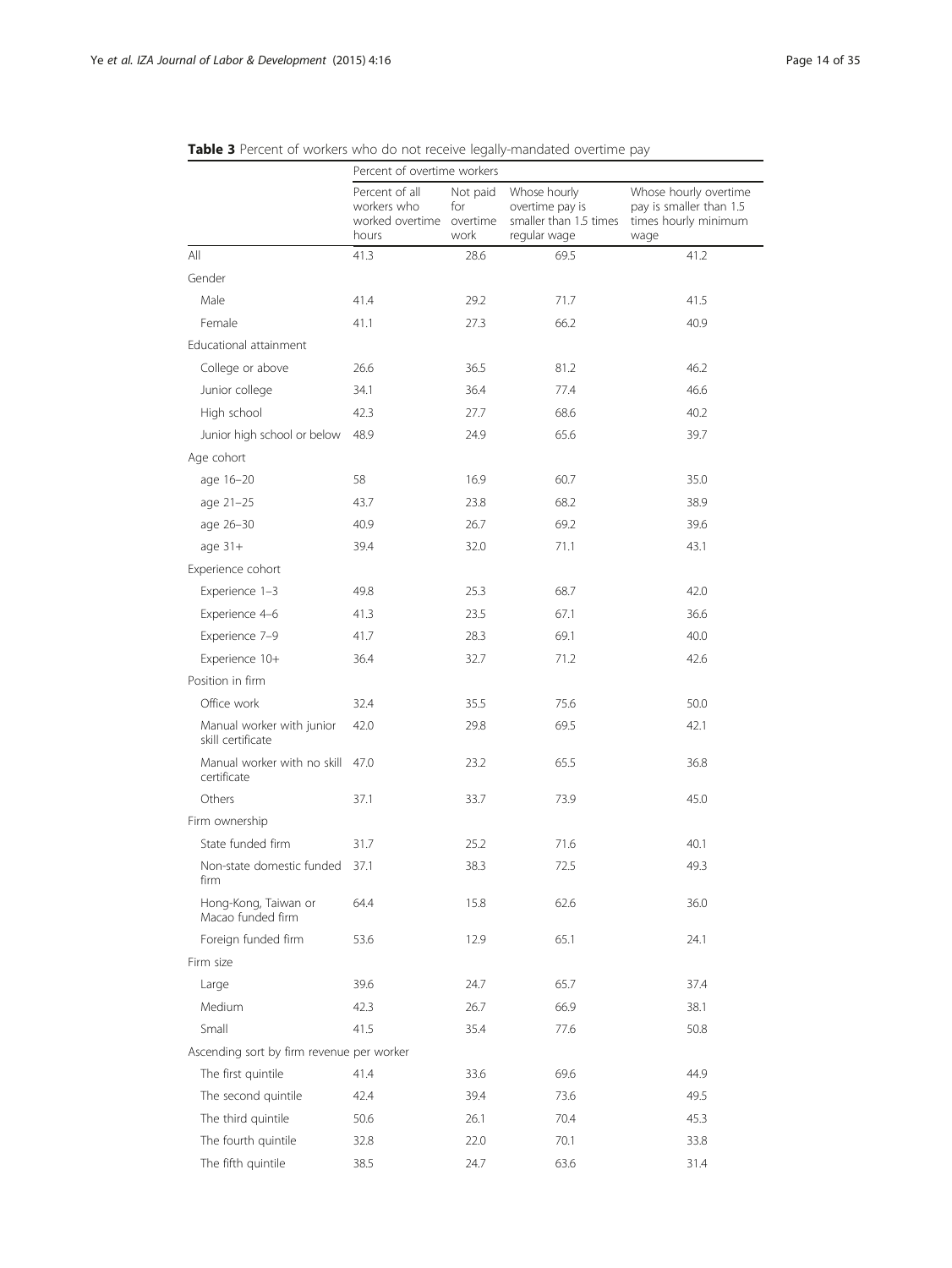**Table 3** Percent of workers who do not receive legally-mandated overtime pay

| | Percent of overtime workers | | | |
|---|---|---|---|---|
| | Percent of all workers who worked overtime hours | Not paid for overtime work | Whose hourly overtime pay is smaller than 1.5 times regular wage | Whose hourly overtime pay is smaller than 1.5 times hourly minimum wage |
| All | 41.3 | 28.6 | 69.5 | 41.2 |
| Gender | | | | |
| Male | 41.4 | 29.2 | 71.7 | 41.5 |
| Female | 41.1 | 27.3 | 66.2 | 40.9 |
| Educational attainment | | | | |
| College or above | 26.6 | 36.5 | 81.2 | 46.2 |
| Junior college | 34.1 | 36.4 | 77.4 | 46.6 |
| High school | 42.3 | 27.7 | 68.6 | 40.2 |
| Junior high school or below | 48.9 | 24.9 | 65.6 | 39.7 |
| Age cohort | | | | |
| age 16–20 | 58 | 16.9 | 60.7 | 35.0 |
| age 21–25 | 43.7 | 23.8 | 68.2 | 38.9 |
| age 26–30 | 40.9 | 26.7 | 69.2 | 39.6 |
| age 31+ | 39.4 | 32.0 | 71.1 | 43.1 |
| Experience cohort | | | | |
| Experience 1–3 | 49.8 | 25.3 | 68.7 | 42.0 |
| Experience 4–6 | 41.3 | 23.5 | 67.1 | 36.6 |
| Experience 7–9 | 41.7 | 28.3 | 69.1 | 40.0 |
| Experience 10+ | 36.4 | 32.7 | 71.2 | 42.6 |
| Position in firm | | | | |
| Office work | 32.4 | 35.5 | 75.6 | 50.0 |
| Manual worker with junior skill certificate | 42.0 | 29.8 | 69.5 | 42.1 |
| Manual worker with no skill certificate | 47.0 | 23.2 | 65.5 | 36.8 |
| Others | 37.1 | 33.7 | 73.9 | 45.0 |
| Firm ownership | | | | |
| State funded firm | 31.7 | 25.2 | 71.6 | 40.1 |
| Non-state domestic funded firm | 37.1 | 38.3 | 72.5 | 49.3 |
| Hong-Kong, Taiwan or Macao funded firm | 64.4 | 15.8 | 62.6 | 36.0 |
| Foreign funded firm | 53.6 | 12.9 | 65.1 | 24.1 |
| Firm size | | | | |
| Large | 39.6 | 24.7 | 65.7 | 37.4 |
| Medium | 42.3 | 26.7 | 66.9 | 38.1 |
| Small | 41.5 | 35.4 | 77.6 | 50.8 |
| Ascending sort by firm revenue per worker | | | | |
| The first quintile | 41.4 | 33.6 | 69.6 | 44.9 |
| The second quintile | 42.4 | 39.4 | 73.6 | 49.5 |
| The third quintile | 50.6 | 26.1 | 70.4 | 45.3 |
| The fourth quintile | 32.8 | 22.0 | 70.1 | 33.8 |
| The fifth quintile | 38.5 | 24.7 | 63.6 | 31.4 |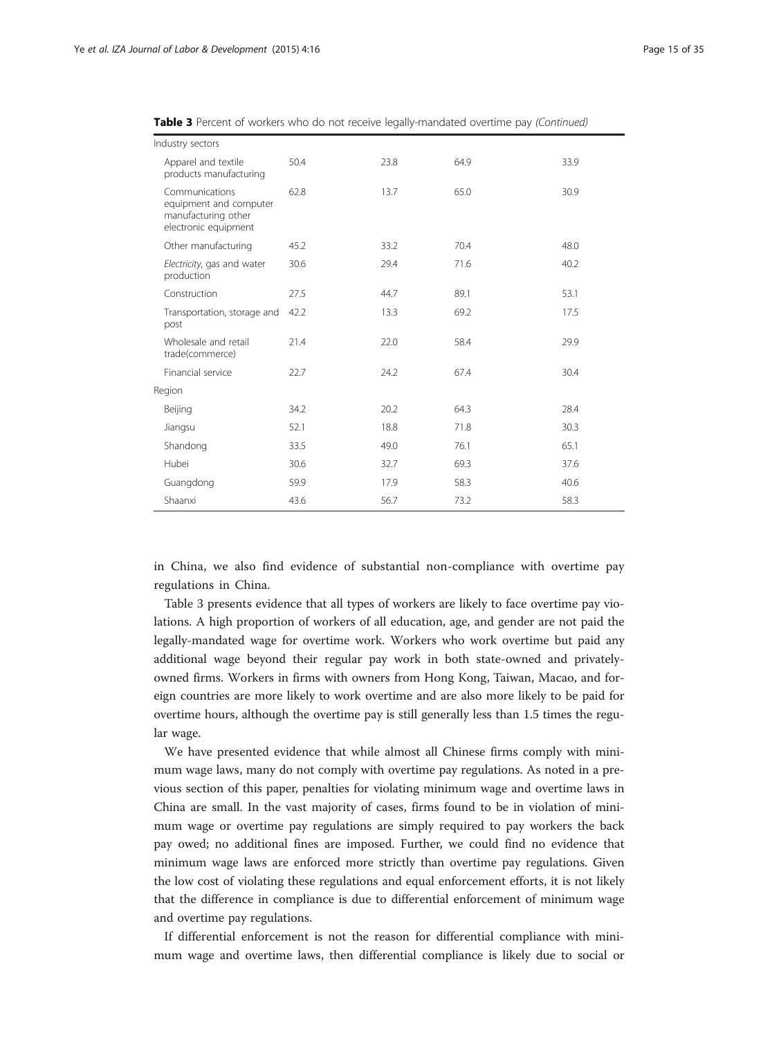**Table 3** Percent of workers who do not receive legally-mandated overtime pay *(Continued)*

| | | | | |
|---|---|---|---|---|
| Industry sectors | | | | |
| Apparel and textile products manufacturing | 50.4 | 23.8 | 64.9 | 33.9 |
| Communications equipment and computer manufacturing other electronic equipment | 62.8 | 13.7 | 65.0 | 30.9 |
| Other manufacturing | 45.2 | 33.2 | 70.4 | 48.0 |
| *Electricity*, gas and water production | 30.6 | 29.4 | 71.6 | 40.2 |
| Construction | 27.5 | 44.7 | 89.1 | 53.1 |
| Transportation, storage and post | 42.2 | 13.3 | 69.2 | 17.5 |
| Wholesale and retail trade(commerce) | 21.4 | 22.0 | 58.4 | 29.9 |
| Financial service | 22.7 | 24.2 | 67.4 | 30.4 |
| Region | | | | |
| Beijing | 34.2 | 20.2 | 64.3 | 28.4 |
| Jiangsu | 52.1 | 18.8 | 71.8 | 30.3 |
| Shandong | 33.5 | 49.0 | 76.1 | 65.1 |
| Hubei | 30.6 | 32.7 | 69.3 | 37.6 |
| Guangdong | 59.9 | 17.9 | 58.3 | 40.6 |
| Shaanxi | 43.6 | 56.7 | 73.2 | 58.3 |

in China, we also find evidence of substantial non-compliance with overtime pay regulations in China.

Table 3 presents evidence that all types of workers are likely to face overtime pay violations. A high proportion of workers of all education, age, and gender are not paid the legally-mandated wage for overtime work. Workers who work overtime but paid any additional wage beyond their regular pay work in both state-owned and privately-owned firms. Workers in firms with owners from Hong Kong, Taiwan, Macao, and foreign countries are more likely to work overtime and are also more likely to be paid for overtime hours, although the overtime pay is still generally less than 1.5 times the regular wage.

We have presented evidence that while almost all Chinese firms comply with minimum wage laws, many do not comply with overtime pay regulations. As noted in a previous section of this paper, penalties for violating minimum wage and overtime laws in China are small. In the vast majority of cases, firms found to be in violation of minimum wage or overtime pay regulations are simply required to pay workers the back pay owed; no additional fines are imposed. Further, we could find no evidence that minimum wage laws are enforced more strictly than overtime pay regulations. Given the low cost of violating these regulations and equal enforcement efforts, it is not likely that the difference in compliance is due to differential enforcement of minimum wage and overtime pay regulations.

If differential enforcement is not the reason for differential compliance with minimum wage and overtime laws, then differential compliance is likely due to social or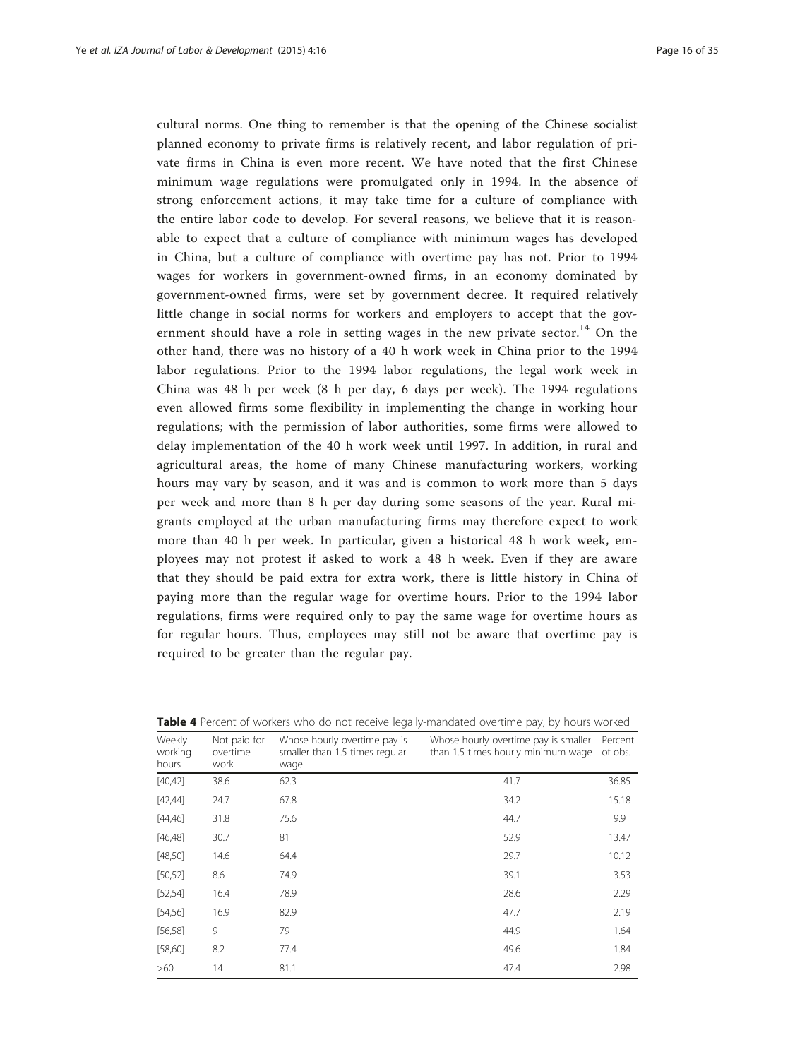cultural norms. One thing to remember is that the opening of the Chinese socialist planned economy to private firms is relatively recent, and labor regulation of private firms in China is even more recent. We have noted that the first Chinese minimum wage regulations were promulgated only in 1994. In the absence of strong enforcement actions, it may take time for a culture of compliance with the entire labor code to develop. For several reasons, we believe that it is reasonable to expect that a culture of compliance with minimum wages has developed in China, but a culture of compliance with overtime pay has not. Prior to 1994 wages for workers in government-owned firms, in an economy dominated by government-owned firms, were set by government decree. It required relatively little change in social norms for workers and employers to accept that the government should have a role in setting wages in the new private sector.[14] On the other hand, there was no history of a 40 h work week in China prior to the 1994 labor regulations. Prior to the 1994 labor regulations, the legal work week in China was 48 h per week (8 h per day, 6 days per week). The 1994 regulations even allowed firms some flexibility in implementing the change in working hour regulations; with the permission of labor authorities, some firms were allowed to delay implementation of the 40 h work week until 1997. In addition, in rural and agricultural areas, the home of many Chinese manufacturing workers, working hours may vary by season, and it was and is common to work more than 5 days per week and more than 8 h per day during some seasons of the year. Rural migrants employed at the urban manufacturing firms may therefore expect to work more than 40 h per week. In particular, given a historical 48 h work week, employees may not protest if asked to work a 48 h week. Even if they are aware that they should be paid extra for extra work, there is little history in China of paying more than the regular wage for overtime hours. Prior to the 1994 labor regulations, firms were required only to pay the same wage for overtime hours as for regular hours. Thus, employees may still not be aware that overtime pay is required to be greater than the regular pay.

**Table 4** Percent of workers who do not receive legally-mandated overtime pay, by hours worked

| Weekly working hours | Not paid for overtime work | Whose hourly overtime pay is smaller than 1.5 times regular wage | Whose hourly overtime pay is smaller than 1.5 times hourly minimum wage | Percent of obs. |
|---|---|---|---|---|
| [40,42] | 38.6 | 62.3 | 41.7 | 36.85 |
| [42,44] | 24.7 | 67.8 | 34.2 | 15.18 |
| [44,46] | 31.8 | 75.6 | 44.7 | 9.9 |
| [46,48] | 30.7 | 81 | 52.9 | 13.47 |
| [48,50] | 14.6 | 64.4 | 29.7 | 10.12 |
| [50,52] | 8.6 | 74.9 | 39.1 | 3.53 |
| [52,54] | 16.4 | 78.9 | 28.6 | 2.29 |
| [54,56] | 16.9 | 82.9 | 47.7 | 2.19 |
| [56,58] | 9 | 79 | 44.9 | 1.64 |
| [58,60] | 8.2 | 77.4 | 49.6 | 1.84 |
| >60 | 14 | 81.1 | 47.4 | 2.98 |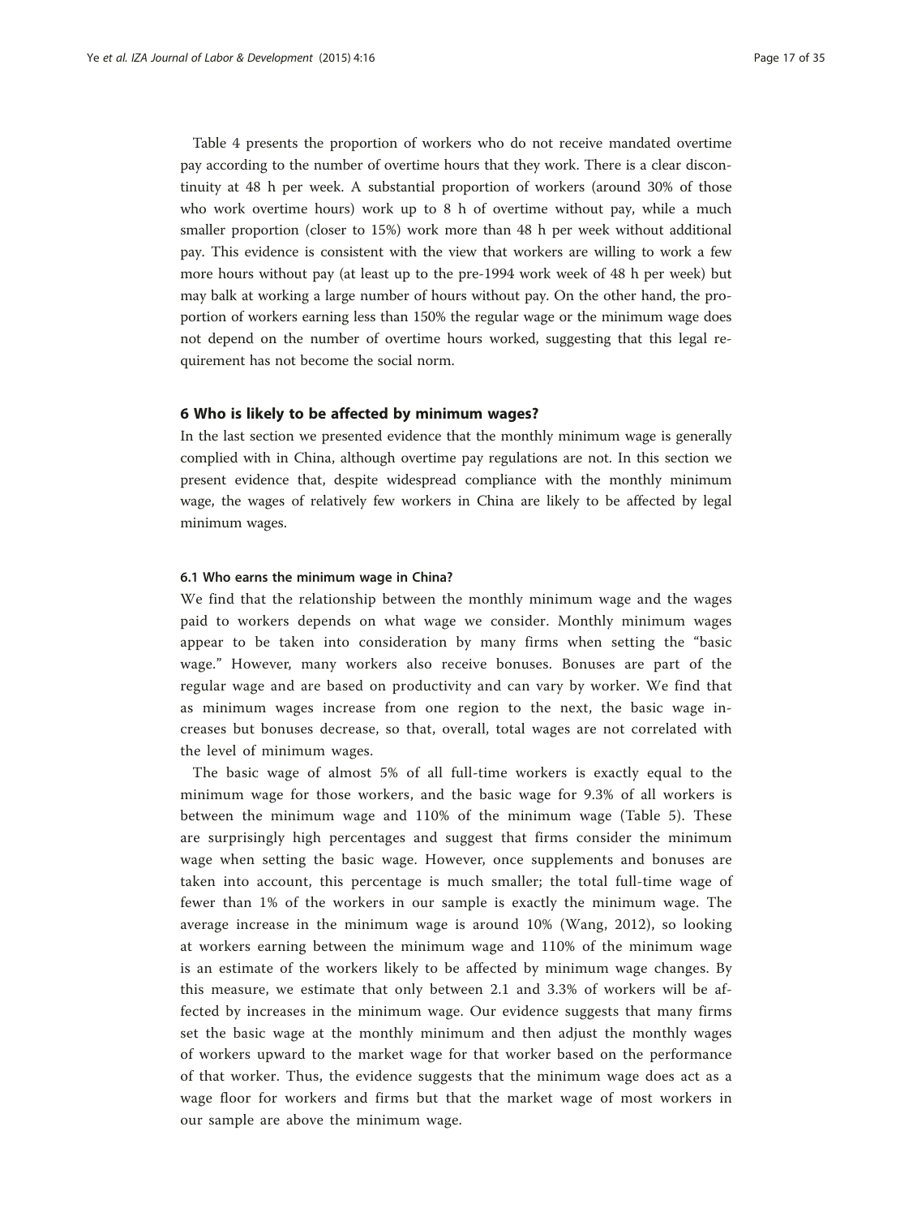Table 4 presents the proportion of workers who do not receive mandated overtime pay according to the number of overtime hours that they work. There is a clear discontinuity at 48 h per week. A substantial proportion of workers (around 30% of those who work overtime hours) work up to 8 h of overtime without pay, while a much smaller proportion (closer to 15%) work more than 48 h per week without additional pay. This evidence is consistent with the view that workers are willing to work a few more hours without pay (at least up to the pre-1994 work week of 48 h per week) but may balk at working a large number of hours without pay. On the other hand, the proportion of workers earning less than 150% the regular wage or the minimum wage does not depend on the number of overtime hours worked, suggesting that this legal requirement has not become the social norm.

## 6 Who is likely to be affected by minimum wages?

In the last section we presented evidence that the monthly minimum wage is generally complied with in China, although overtime pay regulations are not. In this section we present evidence that, despite widespread compliance with the monthly minimum wage, the wages of relatively few workers in China are likely to be affected by legal minimum wages.

### 6.1 Who earns the minimum wage in China?

We find that the relationship between the monthly minimum wage and the wages paid to workers depends on what wage we consider. Monthly minimum wages appear to be taken into consideration by many firms when setting the "basic wage." However, many workers also receive bonuses. Bonuses are part of the regular wage and are based on productivity and can vary by worker. We find that as minimum wages increase from one region to the next, the basic wage increases but bonuses decrease, so that, overall, total wages are not correlated with the level of minimum wages.

The basic wage of almost 5% of all full-time workers is exactly equal to the minimum wage for those workers, and the basic wage for 9.3% of all workers is between the minimum wage and 110% of the minimum wage (Table 5). These are surprisingly high percentages and suggest that firms consider the minimum wage when setting the basic wage. However, once supplements and bonuses are taken into account, this percentage is much smaller; the total full-time wage of fewer than 1% of the workers in our sample is exactly the minimum wage. The average increase in the minimum wage is around 10% (Wang, 2012), so looking at workers earning between the minimum wage and 110% of the minimum wage is an estimate of the workers likely to be affected by minimum wage changes. By this measure, we estimate that only between 2.1 and 3.3% of workers will be affected by increases in the minimum wage. Our evidence suggests that many firms set the basic wage at the monthly minimum and then adjust the monthly wages of workers upward to the market wage for that worker based on the performance of that worker. Thus, the evidence suggests that the minimum wage does act as a wage floor for workers and firms but that the market wage of most workers in our sample are above the minimum wage.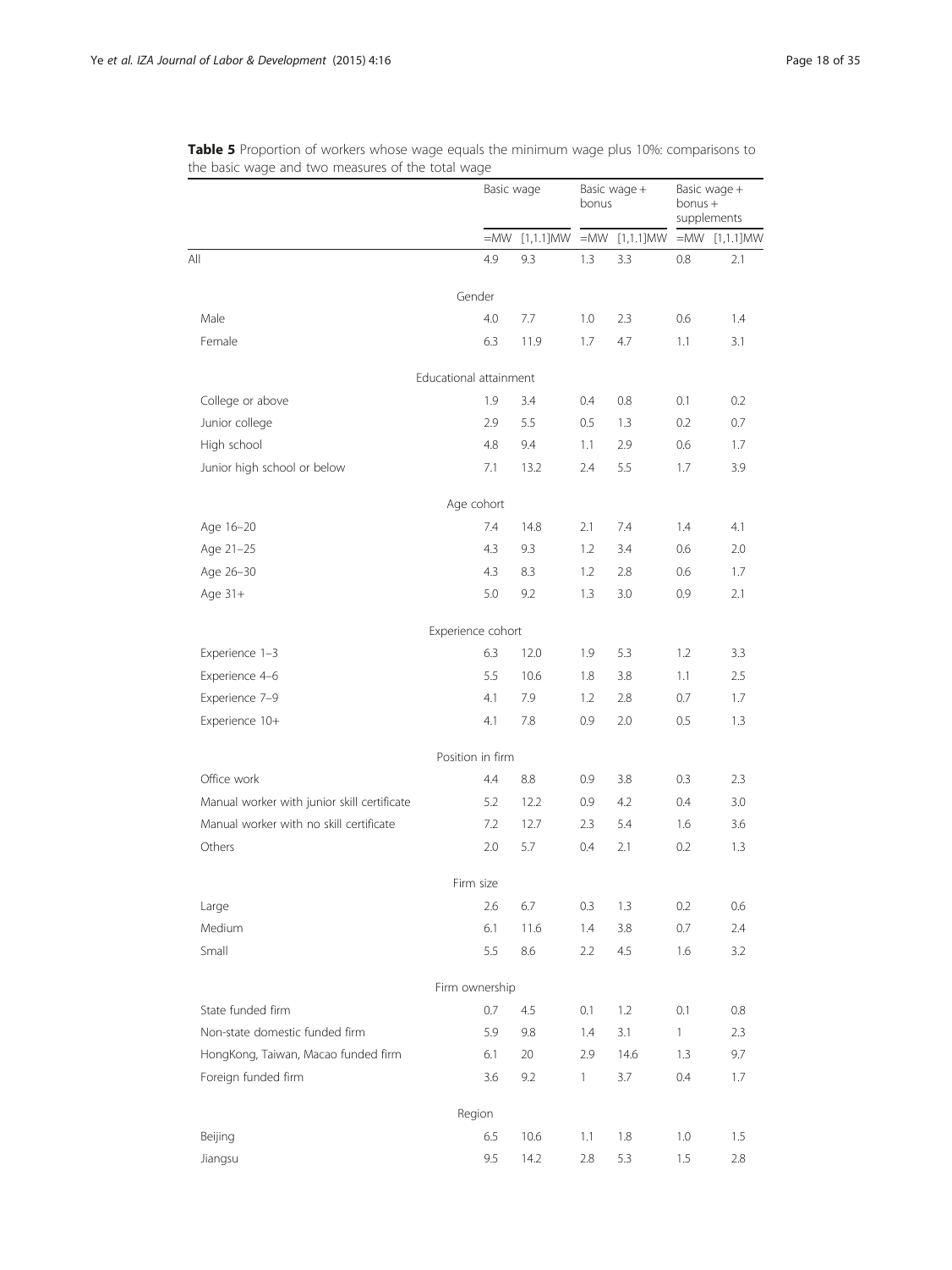**Table 5** Proportion of workers whose wage equals the minimum wage plus 10%: comparisons to the basic wage and two measures of the total wage

| | Basic wage | | Basic wage + bonus | | Basic wage + bonus + supplements | |
|---|---|---|---|---|---|---|
| | =MW | [1,1.1]MW | =MW | [1,1.1]MW | =MW | [1,1.1]MW |
| All | 4.9 | 9.3 | 1.3 | 3.3 | 0.8 | 2.1 |
| Gender | | | | | | |
| Male | 4.0 | 7.7 | 1.0 | 2.3 | 0.6 | 1.4 |
| Female | 6.3 | 11.9 | 1.7 | 4.7 | 1.1 | 3.1 |
| Educational attainment | | | | | | |
| College or above | 1.9 | 3.4 | 0.4 | 0.8 | 0.1 | 0.2 |
| Junior college | 2.9 | 5.5 | 0.5 | 1.3 | 0.2 | 0.7 |
| High school | 4.8 | 9.4 | 1.1 | 2.9 | 0.6 | 1.7 |
| Junior high school or below | 7.1 | 13.2 | 2.4 | 5.5 | 1.7 | 3.9 |
| Age cohort | | | | | | |
| Age 16–20 | 7.4 | 14.8 | 2.1 | 7.4 | 1.4 | 4.1 |
| Age 21–25 | 4.3 | 9.3 | 1.2 | 3.4 | 0.6 | 2.0 |
| Age 26–30 | 4.3 | 8.3 | 1.2 | 2.8 | 0.6 | 1.7 |
| Age 31+ | 5.0 | 9.2 | 1.3 | 3.0 | 0.9 | 2.1 |
| Experience cohort | | | | | | |
| Experience 1–3 | 6.3 | 12.0 | 1.9 | 5.3 | 1.2 | 3.3 |
| Experience 4–6 | 5.5 | 10.6 | 1.8 | 3.8 | 1.1 | 2.5 |
| Experience 7–9 | 4.1 | 7.9 | 1.2 | 2.8 | 0.7 | 1.7 |
| Experience 10+ | 4.1 | 7.8 | 0.9 | 2.0 | 0.5 | 1.3 |
| Position in firm | | | | | | |
| Office work | 4.4 | 8.8 | 0.9 | 3.8 | 0.3 | 2.3 |
| Manual worker with junior skill certificate | 5.2 | 12.2 | 0.9 | 4.2 | 0.4 | 3.0 |
| Manual worker with no skill certificate | 7.2 | 12.7 | 2.3 | 5.4 | 1.6 | 3.6 |
| Others | 2.0 | 5.7 | 0.4 | 2.1 | 0.2 | 1.3 |
| Firm size | | | | | | |
| Large | 2.6 | 6.7 | 0.3 | 1.3 | 0.2 | 0.6 |
| Medium | 6.1 | 11.6 | 1.4 | 3.8 | 0.7 | 2.4 |
| Small | 5.5 | 8.6 | 2.2 | 4.5 | 1.6 | 3.2 |
| Firm ownership | | | | | | |
| State funded firm | 0.7 | 4.5 | 0.1 | 1.2 | 0.1 | 0.8 |
| Non-state domestic funded firm | 5.9 | 9.8 | 1.4 | 3.1 | 1 | 2.3 |
| HongKong, Taiwan, Macao funded firm | 6.1 | 20 | 2.9 | 14.6 | 1.3 | 9.7 |
| Foreign funded firm | 3.6 | 9.2 | 1 | 3.7 | 0.4 | 1.7 |
| Region | | | | | | |
| Beijing | 6.5 | 10.6 | 1.1 | 1.8 | 1.0 | 1.5 |
| Jiangsu | 9.5 | 14.2 | 2.8 | 5.3 | 1.5 | 2.8 |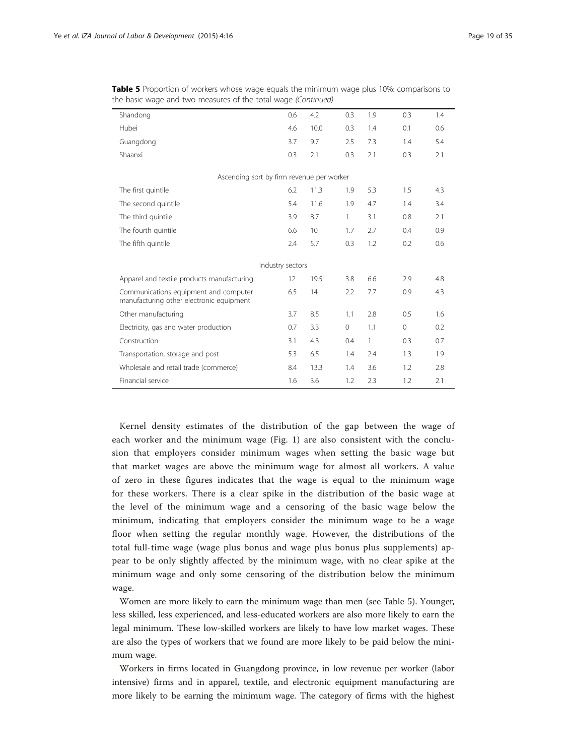**Table 5** Proportion of workers whose wage equals the minimum wage plus 10%: comparisons to the basic wage and two measures of the total wage *(Continued)*

| | | | | | | |
|---|---|---|---|---|---|---|
| Shandong | 0.6 | 4.2 | 0.3 | 1.9 | 0.3 | 1.4 |
| Hubei | 4.6 | 10.0 | 0.3 | 1.4 | 0.1 | 0.6 |
| Guangdong | 3.7 | 9.7 | 2.5 | 7.3 | 1.4 | 5.4 |
| Shaanxi | 0.3 | 2.1 | 0.3 | 2.1 | 0.3 | 2.1 |
| Ascending sort by firm revenue per worker | | | | | | |
| The first quintile | 6.2 | 11.3 | 1.9 | 5.3 | 1.5 | 4.3 |
| The second quintile | 5.4 | 11.6 | 1.9 | 4.7 | 1.4 | 3.4 |
| The third quintile | 3.9 | 8.7 | 1 | 3.1 | 0.8 | 2.1 |
| The fourth quintile | 6.6 | 10 | 1.7 | 2.7 | 0.4 | 0.9 |
| The fifth quintile | 2.4 | 5.7 | 0.3 | 1.2 | 0.2 | 0.6 |
| Industry sectors | | | | | | |
| Apparel and textile products manufacturing | 12 | 19.5 | 3.8 | 6.6 | 2.9 | 4.8 |
| Communications equipment and computer manufacturing other electronic equipment | 6.5 | 14 | 2.2 | 7.7 | 0.9 | 4.3 |
| Other manufacturing | 3.7 | 8.5 | 1.1 | 2.8 | 0.5 | 1.6 |
| Electricity, gas and water production | 0.7 | 3.3 | 0 | 1.1 | 0 | 0.2 |
| Construction | 3.1 | 4.3 | 0.4 | 1 | 0.3 | 0.7 |
| Transportation, storage and post | 5.3 | 6.5 | 1.4 | 2.4 | 1.3 | 1.9 |
| Wholesale and retail trade (commerce) | 8.4 | 13.3 | 1.4 | 3.6 | 1.2 | 2.8 |
| Financial service | 1.6 | 3.6 | 1.2 | 2.3 | 1.2 | 2.1 |

Kernel density estimates of the distribution of the gap between the wage of each worker and the minimum wage (Fig. 1) are also consistent with the conclusion that employers consider minimum wages when setting the basic wage but that market wages are above the minimum wage for almost all workers. A value of zero in these figures indicates that the wage is equal to the minimum wage for these workers. There is a clear spike in the distribution of the basic wage at the level of the minimum wage and a censoring of the basic wage below the minimum, indicating that employers consider the minimum wage to be a wage floor when setting the regular monthly wage. However, the distributions of the total full-time wage (wage plus bonus and wage plus bonus plus supplements) appear to be only slightly affected by the minimum wage, with no clear spike at the minimum wage and only some censoring of the distribution below the minimum wage.

Women are more likely to earn the minimum wage than men (see Table 5). Younger, less skilled, less experienced, and less-educated workers are also more likely to earn the legal minimum. These low-skilled workers are likely to have low market wages. These are also the types of workers that we found are more likely to be paid below the minimum wage.

Workers in firms located in Guangdong province, in low revenue per worker (labor intensive) firms and in apparel, textile, and electronic equipment manufacturing are more likely to be earning the minimum wage. The category of firms with the highest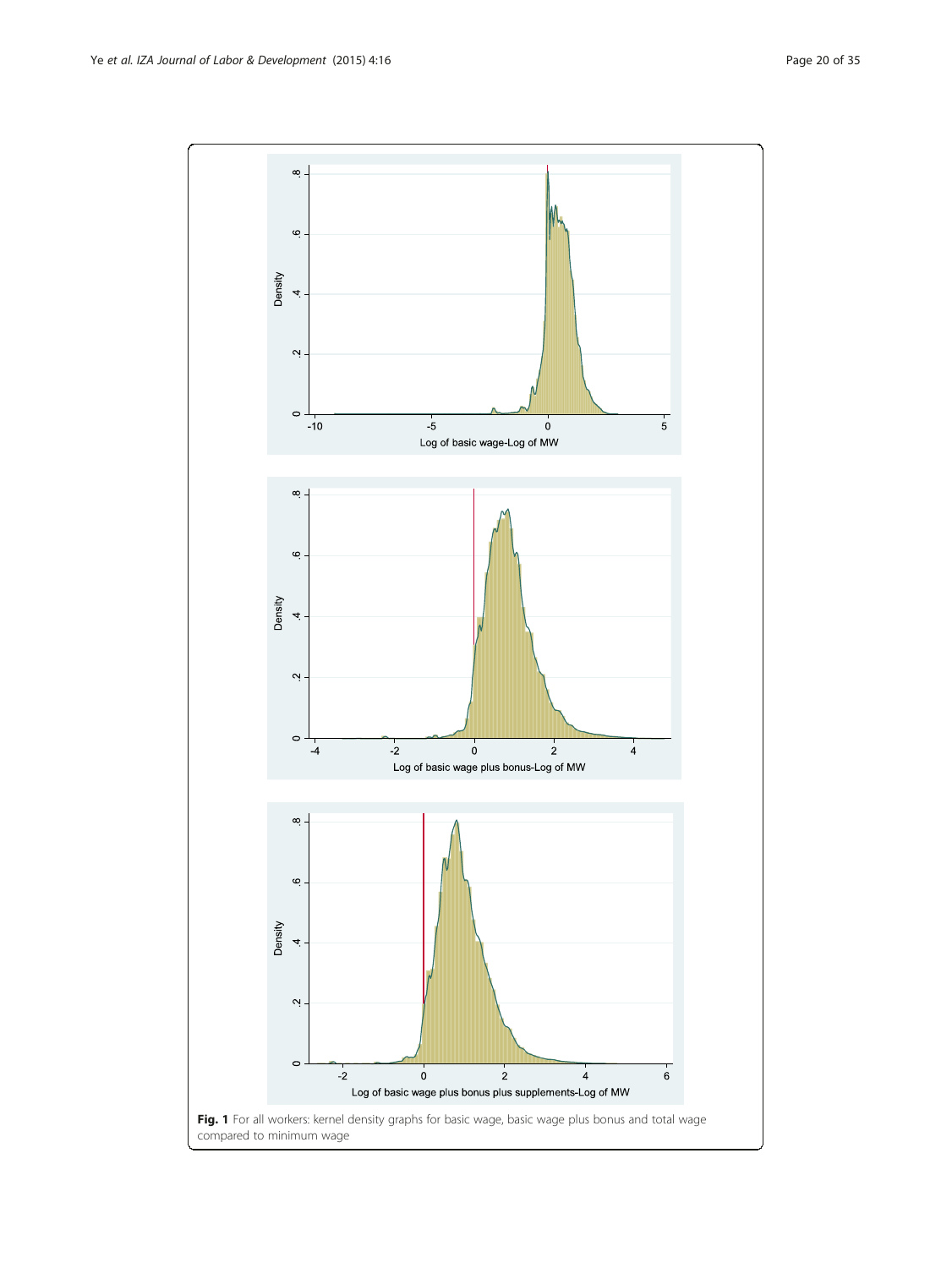Density

.8

.6

.4

.2

0

-10

-5

0

5

Log of basic wage-Log of MW

Density

.8

.6

.4

.2

0

-4

-2

0

2

4

Log of basic wage plus bonus-Log of MW

Density

.8

.6

.4

.2

0

-2

0

2

4

6

Log of basic wage plus bonus plus supplements-Log of MW

**Fig. 1** For all workers: kernel density graphs for basic wage, basic wage plus bonus and total wage compared to minimum wage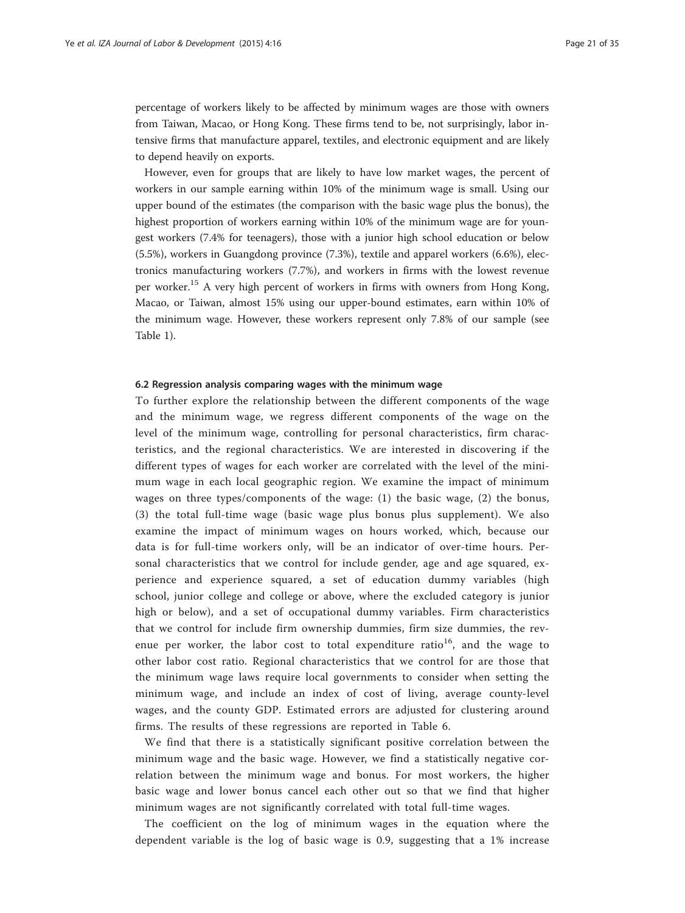percentage of workers likely to be affected by minimum wages are those with owners from Taiwan, Macao, or Hong Kong. These firms tend to be, not surprisingly, labor intensive firms that manufacture apparel, textiles, and electronic equipment and are likely to depend heavily on exports.

However, even for groups that are likely to have low market wages, the percent of workers in our sample earning within 10% of the minimum wage is small. Using our upper bound of the estimates (the comparison with the basic wage plus the bonus), the highest proportion of workers earning within 10% of the minimum wage are for youngest workers (7.4% for teenagers), those with a junior high school education or below (5.5%), workers in Guangdong province (7.3%), textile and apparel workers (6.6%), electronics manufacturing workers (7.7%), and workers in firms with the lowest revenue per worker.[15] A very high percent of workers in firms with owners from Hong Kong, Macao, or Taiwan, almost 15% using our upper-bound estimates, earn within 10% of the minimum wage. However, these workers represent only 7.8% of our sample (see Table 1).

### 6.2 Regression analysis comparing wages with the minimum wage

To further explore the relationship between the different components of the wage and the minimum wage, we regress different components of the wage on the level of the minimum wage, controlling for personal characteristics, firm characteristics, and the regional characteristics. We are interested in discovering if the different types of wages for each worker are correlated with the level of the minimum wage in each local geographic region. We examine the impact of minimum wages on three types/components of the wage: (1) the basic wage, (2) the bonus, (3) the total full-time wage (basic wage plus bonus plus supplement). We also examine the impact of minimum wages on hours worked, which, because our data is for full-time workers only, will be an indicator of over-time hours. Personal characteristics that we control for include gender, age and age squared, experience and experience squared, a set of education dummy variables (high school, junior college and college or above, where the excluded category is junior high or below), and a set of occupational dummy variables. Firm characteristics that we control for include firm ownership dummies, firm size dummies, the revenue per worker, the labor cost to total expenditure ratio[16], and the wage to other labor cost ratio. Regional characteristics that we control for are those that the minimum wage laws require local governments to consider when setting the minimum wage, and include an index of cost of living, average county-level wages, and the county GDP. Estimated errors are adjusted for clustering around firms. The results of these regressions are reported in Table 6.

We find that there is a statistically significant positive correlation between the minimum wage and the basic wage. However, we find a statistically negative correlation between the minimum wage and bonus. For most workers, the higher basic wage and lower bonus cancel each other out so that we find that higher minimum wages are not significantly correlated with total full-time wages.

The coefficient on the log of minimum wages in the equation where the dependent variable is the log of basic wage is 0.9, suggesting that a 1% increase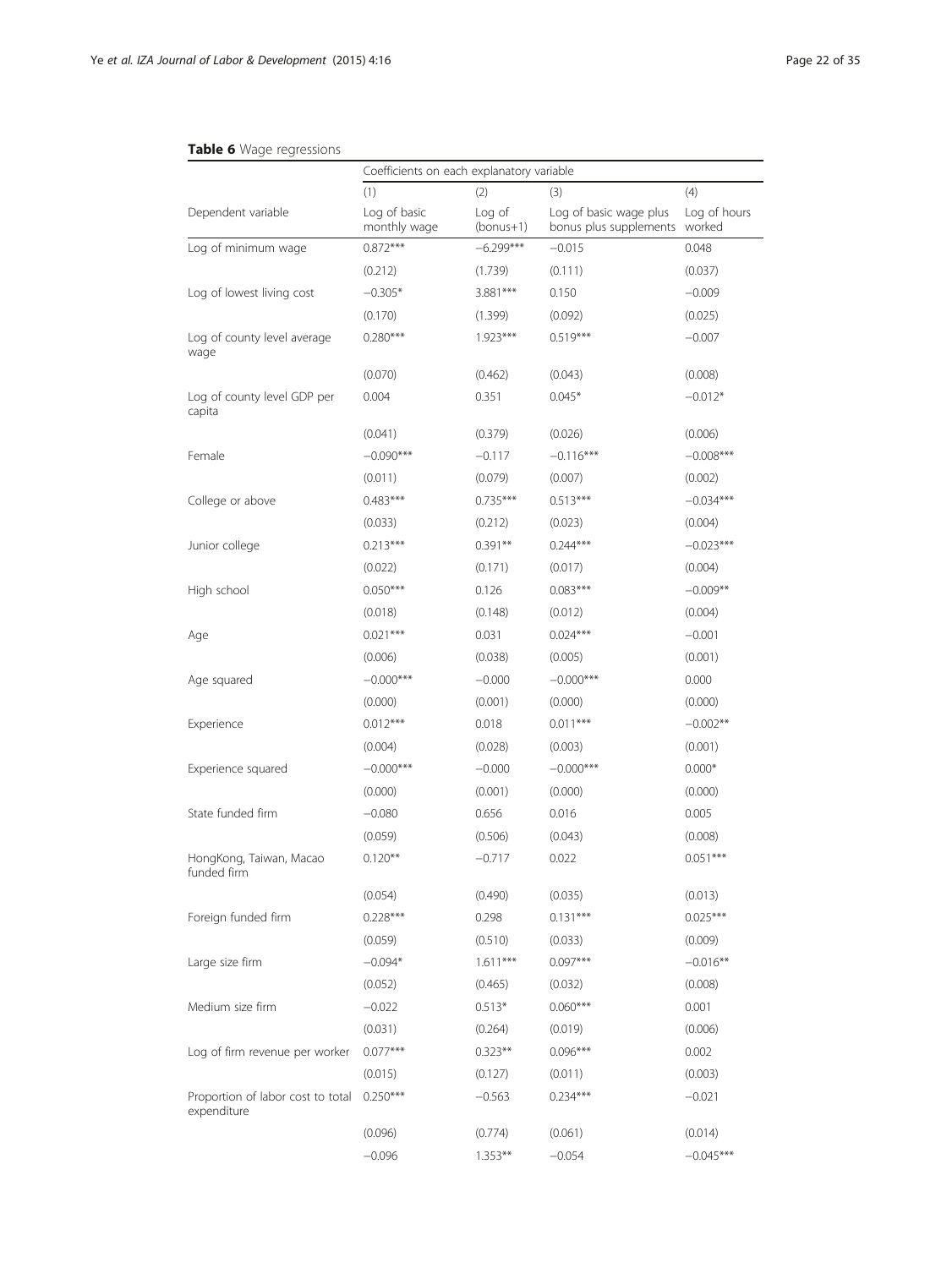**Table 6** Wage regressions

| | Coefficients on each explanatory variable | | | |
|---|---|---|---|---|
| | (1) | (2) | (3) | (4) |
| Dependent variable | Log of basic monthly wage | Log of (bonus+1) | Log of basic wage plus bonus plus supplements | Log of hours worked |
| Log of minimum wage | 0.872*** | −6.299*** | −0.015 | 0.048 |
| | (0.212) | (1.739) | (0.111) | (0.037) |
| Log of lowest living cost | −0.305* | 3.881*** | 0.150 | −0.009 |
| | (0.170) | (1.399) | (0.092) | (0.025) |
| Log of county level average wage | 0.280*** | 1.923*** | 0.519*** | −0.007 |
| | (0.070) | (0.462) | (0.043) | (0.008) |
| Log of county level GDP per capita | 0.004 | 0.351 | 0.045* | −0.012* |
| | (0.041) | (0.379) | (0.026) | (0.006) |
| Female | −0.090*** | −0.117 | −0.116*** | −0.008*** |
| | (0.011) | (0.079) | (0.007) | (0.002) |
| College or above | 0.483*** | 0.735*** | 0.513*** | −0.034*** |
| | (0.033) | (0.212) | (0.023) | (0.004) |
| Junior college | 0.213*** | 0.391** | 0.244*** | −0.023*** |
| | (0.022) | (0.171) | (0.017) | (0.004) |
| High school | 0.050*** | 0.126 | 0.083*** | −0.009** |
| | (0.018) | (0.148) | (0.012) | (0.004) |
| Age | 0.021*** | 0.031 | 0.024*** | −0.001 |
| | (0.006) | (0.038) | (0.005) | (0.001) |
| Age squared | −0.000*** | −0.000 | −0.000*** | 0.000 |
| | (0.000) | (0.001) | (0.000) | (0.000) |
| Experience | 0.012*** | 0.018 | 0.011*** | −0.002** |
| | (0.004) | (0.028) | (0.003) | (0.001) |
| Experience squared | −0.000*** | −0.000 | −0.000*** | 0.000* |
| | (0.000) | (0.001) | (0.000) | (0.000) |
| State funded firm | −0.080 | 0.656 | 0.016 | 0.005 |
| | (0.059) | (0.506) | (0.043) | (0.008) |
| HongKong, Taiwan, Macao funded firm | 0.120** | −0.717 | 0.022 | 0.051*** |
| | (0.054) | (0.490) | (0.035) | (0.013) |
| Foreign funded firm | 0.228*** | 0.298 | 0.131*** | 0.025*** |
| | (0.059) | (0.510) | (0.033) | (0.009) |
| Large size firm | −0.094* | 1.611*** | 0.097*** | −0.016** |
| | (0.052) | (0.465) | (0.032) | (0.008) |
| Medium size firm | −0.022 | 0.513* | 0.060*** | 0.001 |
| | (0.031) | (0.264) | (0.019) | (0.006) |
| Log of firm revenue per worker | 0.077*** | 0.323** | 0.096*** | 0.002 |
| | (0.015) | (0.127) | (0.011) | (0.003) |
| Proportion of labor cost to total expenditure | 0.250*** | −0.563 | 0.234*** | −0.021 |
| | (0.096) | (0.774) | (0.061) | (0.014) |
| | −0.096 | 1.353** | −0.054 | −0.045*** |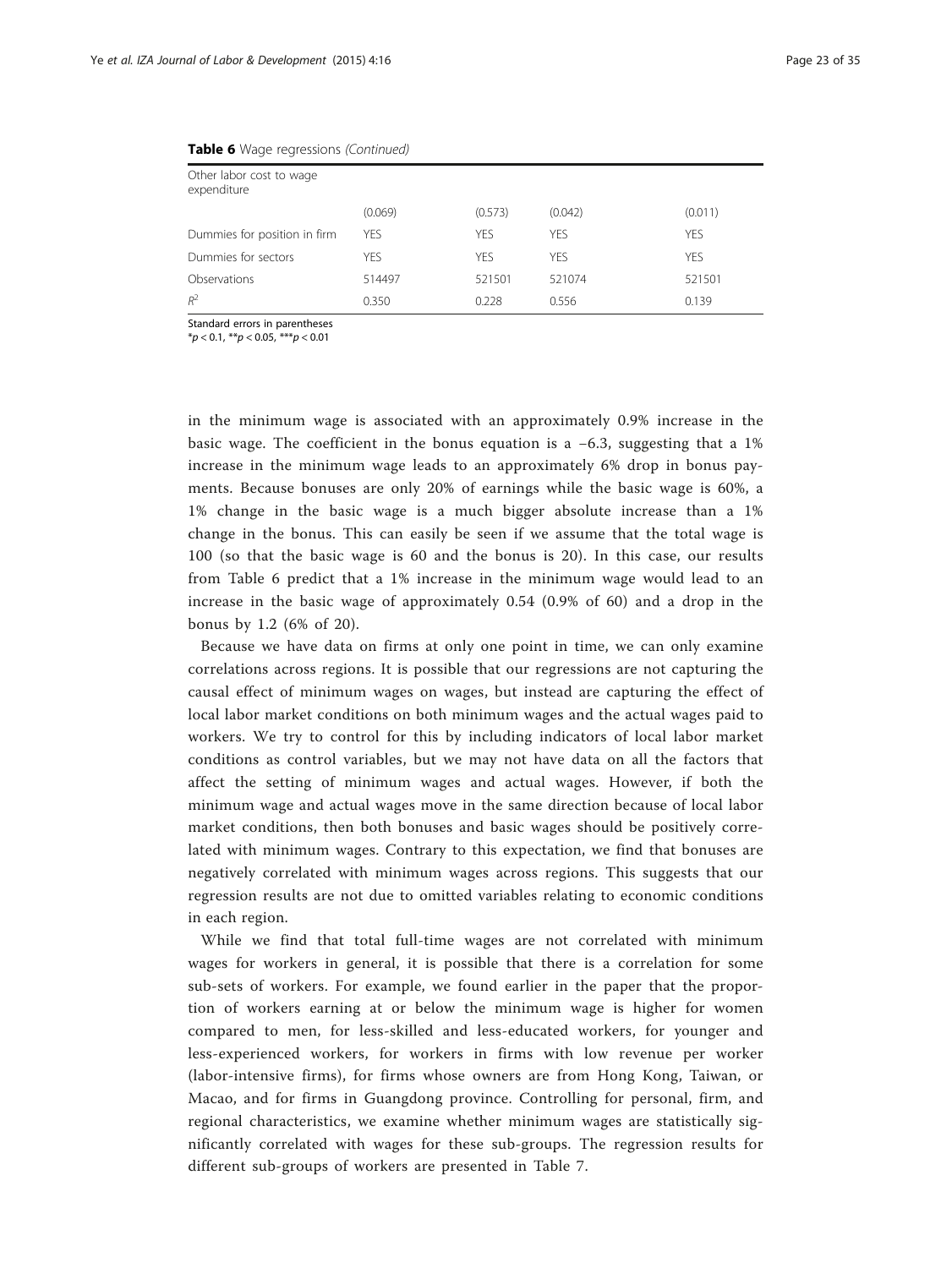**Table 6** Wage regressions *(Continued)*

| | | | | |
|---|---|---|---|---|
| Other labor cost to wage expenditure | | | | |
| | (0.069) | (0.573) | (0.042) | (0.011) |
| Dummies for position in firm | YES | YES | YES | YES |
| Dummies for sectors | YES | YES | YES | YES |
| Observations | 514497 | 521501 | 521074 | 521501 |
| $R^2$ | 0.350 | 0.228 | 0.556 | 0.139 |

Standard errors in parentheses
$^{*}p < 0.1$, $^{**}p < 0.05$, $^{***}p < 0.01$

in the minimum wage is associated with an approximately 0.9% increase in the basic wage. The coefficient in the bonus equation is a −6.3, suggesting that a 1% increase in the minimum wage leads to an approximately 6% drop in bonus payments. Because bonuses are only 20% of earnings while the basic wage is 60%, a 1% change in the basic wage is a much bigger absolute increase than a 1% change in the bonus. This can easily be seen if we assume that the total wage is 100 (so that the basic wage is 60 and the bonus is 20). In this case, our results from Table 6 predict that a 1% increase in the minimum wage would lead to an increase in the basic wage of approximately 0.54 (0.9% of 60) and a drop in the bonus by 1.2 (6% of 20).

Because we have data on firms at only one point in time, we can only examine correlations across regions. It is possible that our regressions are not capturing the causal effect of minimum wages on wages, but instead are capturing the effect of local labor market conditions on both minimum wages and the actual wages paid to workers. We try to control for this by including indicators of local labor market conditions as control variables, but we may not have data on all the factors that affect the setting of minimum wages and actual wages. However, if both the minimum wage and actual wages move in the same direction because of local labor market conditions, then both bonuses and basic wages should be positively correlated with minimum wages. Contrary to this expectation, we find that bonuses are negatively correlated with minimum wages across regions. This suggests that our regression results are not due to omitted variables relating to economic conditions in each region.

While we find that total full-time wages are not correlated with minimum wages for workers in general, it is possible that there is a correlation for some sub-sets of workers. For example, we found earlier in the paper that the proportion of workers earning at or below the minimum wage is higher for women compared to men, for less-skilled and less-educated workers, for younger and less-experienced workers, for workers in firms with low revenue per worker (labor-intensive firms), for firms whose owners are from Hong Kong, Taiwan, or Macao, and for firms in Guangdong province. Controlling for personal, firm, and regional characteristics, we examine whether minimum wages are statistically significantly correlated with wages for these sub-groups. The regression results for different sub-groups of workers are presented in Table 7.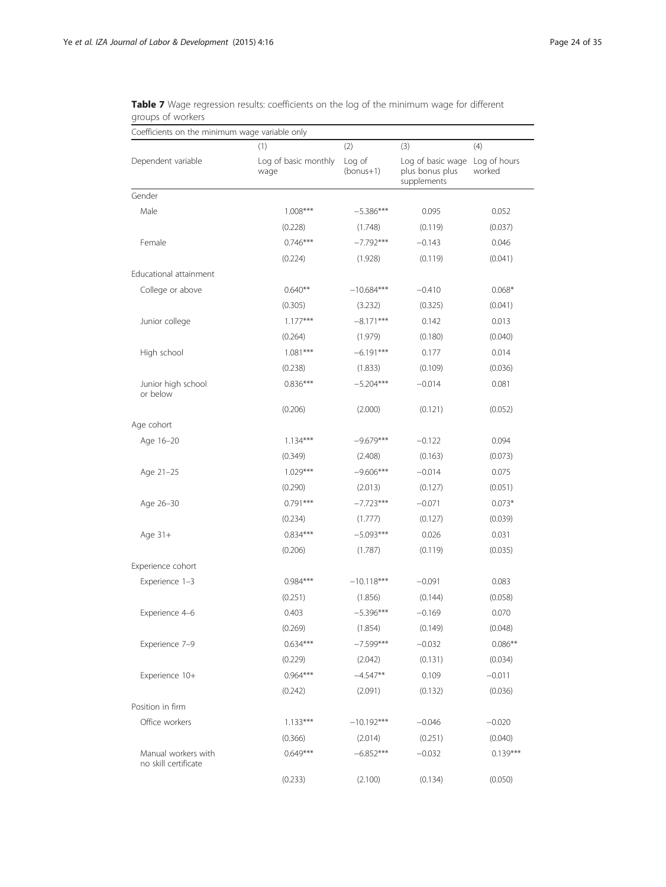**Table 7** Wage regression results: coefficients on the log of the minimum wage for different groups of workers

| Coefficients on the minimum wage variable only | | | | |
|---|---|---|---|---|
| | (1) | (2) | (3) | (4) |
| Dependent variable | Log of basic monthly wage | Log of (bonus+1) | Log of basic wage plus bonus plus supplements | Log of hours worked |
| Gender | | | | |
| Male | 1.008*** | −5.386*** | 0.095 | 0.052 |
| | (0.228) | (1.748) | (0.119) | (0.037) |
| Female | 0.746*** | −7.792*** | −0.143 | 0.046 |
| | (0.224) | (1.928) | (0.119) | (0.041) |
| Educational attainment | | | | |
| College or above | 0.640** | −10.684*** | −0.410 | 0.068* |
| | (0.305) | (3.232) | (0.325) | (0.041) |
| Junior college | 1.177*** | −8.171*** | 0.142 | 0.013 |
| | (0.264) | (1.979) | (0.180) | (0.040) |
| High school | 1.081*** | −6.191*** | 0.177 | 0.014 |
| | (0.238) | (1.833) | (0.109) | (0.036) |
| Junior high school or below | 0.836*** | −5.204*** | −0.014 | 0.081 |
| | (0.206) | (2.000) | (0.121) | (0.052) |
| Age cohort | | | | |
| Age 16–20 | 1.134*** | −9.679*** | −0.122 | 0.094 |
| | (0.349) | (2.408) | (0.163) | (0.073) |
| Age 21–25 | 1.029*** | −9.606*** | −0.014 | 0.075 |
| | (0.290) | (2.013) | (0.127) | (0.051) |
| Age 26–30 | 0.791*** | −7.723*** | −0.071 | 0.073* |
| | (0.234) | (1.777) | (0.127) | (0.039) |
| Age 31+ | 0.834*** | −5.093*** | 0.026 | 0.031 |
| | (0.206) | (1.787) | (0.119) | (0.035) |
| Experience cohort | | | | |
| Experience 1–3 | 0.984*** | −10.118*** | −0.091 | 0.083 |
| | (0.251) | (1.856) | (0.144) | (0.058) |
| Experience 4–6 | 0.403 | −5.396*** | −0.169 | 0.070 |
| | (0.269) | (1.854) | (0.149) | (0.048) |
| Experience 7–9 | 0.634*** | −7.599*** | −0.032 | 0.086** |
| | (0.229) | (2.042) | (0.131) | (0.034) |
| Experience 10+ | 0.964*** | −4.547** | 0.109 | −0.011 |
| | (0.242) | (2.091) | (0.132) | (0.036) |
| Position in firm | | | | |
| Office workers | 1.133*** | −10.192*** | −0.046 | −0.020 |
| | (0.366) | (2.014) | (0.251) | (0.040) |
| Manual workers with no skill certificate | 0.649*** | −6.852*** | −0.032 | 0.139*** |
| | (0.233) | (2.100) | (0.134) | (0.050) |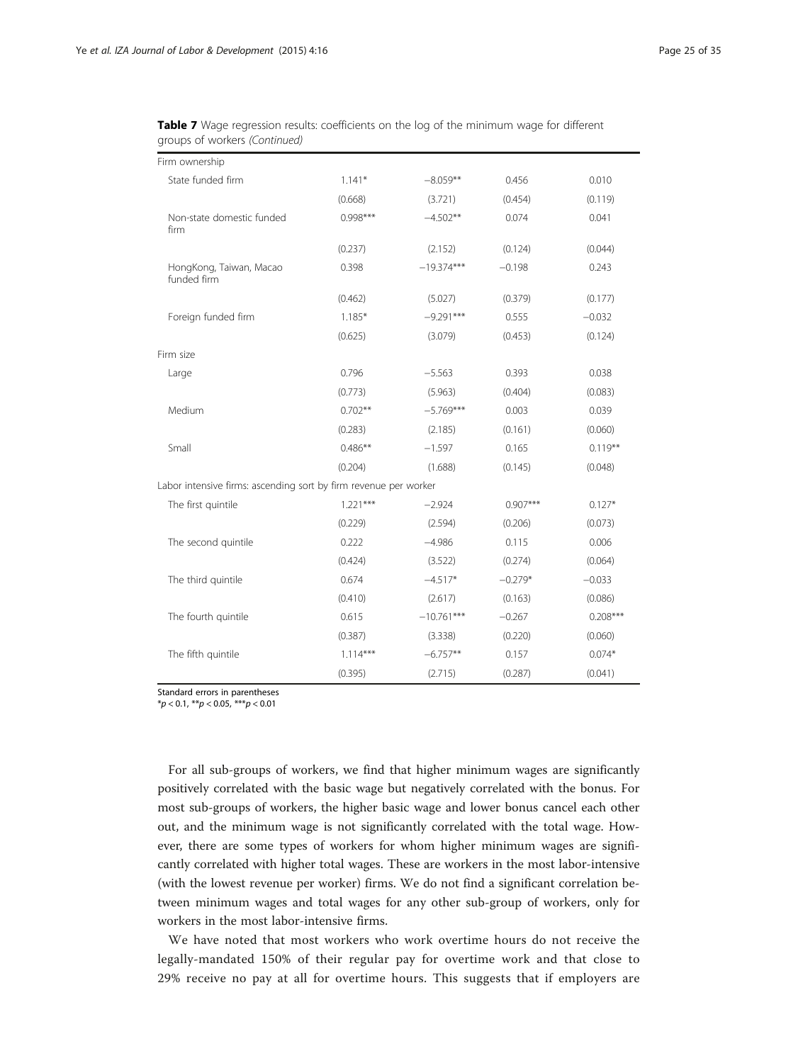**Table 7** Wage regression results: coefficients on the log of the minimum wage for different groups of workers *(Continued)*

| | | | | |
|---|---|---|---|---|
| Firm ownership | | | | |
| State funded firm | 1.141* | −8.059** | 0.456 | 0.010 |
| | (0.668) | (3.721) | (0.454) | (0.119) |
| Non-state domestic funded firm | 0.998*** | −4.502** | 0.074 | 0.041 |
| | (0.237) | (2.152) | (0.124) | (0.044) |
| HongKong, Taiwan, Macao funded firm | 0.398 | −19.374*** | −0.198 | 0.243 |
| | (0.462) | (5.027) | (0.379) | (0.177) |
| Foreign funded firm | 1.185* | −9.291*** | 0.555 | −0.032 |
| | (0.625) | (3.079) | (0.453) | (0.124) |
| Firm size | | | | |
| Large | 0.796 | −5.563 | 0.393 | 0.038 |
| | (0.773) | (5.963) | (0.404) | (0.083) |
| Medium | 0.702** | −5.769*** | 0.003 | 0.039 |
| | (0.283) | (2.185) | (0.161) | (0.060) |
| Small | 0.486** | −1.597 | 0.165 | 0.119** |
| | (0.204) | (1.688) | (0.145) | (0.048) |
| Labor intensive firms: ascending sort by firm revenue per worker | | | | |
| The first quintile | 1.221*** | −2.924 | 0.907*** | 0.127* |
| | (0.229) | (2.594) | (0.206) | (0.073) |
| The second quintile | 0.222 | −4.986 | 0.115 | 0.006 |
| | (0.424) | (3.522) | (0.274) | (0.064) |
| The third quintile | 0.674 | −4.517* | −0.279* | −0.033 |
| | (0.410) | (2.617) | (0.163) | (0.086) |
| The fourth quintile | 0.615 | −10.761*** | −0.267 | 0.208*** |
| | (0.387) | (3.338) | (0.220) | (0.060) |
| The fifth quintile | 1.114*** | −6.757** | 0.157 | 0.074* |
| | (0.395) | (2.715) | (0.287) | (0.041) |

Standard errors in parentheses
*$p < 0.1$, **$p < 0.05$, ***$p < 0.01$

For all sub-groups of workers, we find that higher minimum wages are significantly positively correlated with the basic wage but negatively correlated with the bonus. For most sub-groups of workers, the higher basic wage and lower bonus cancel each other out, and the minimum wage is not significantly correlated with the total wage. However, there are some types of workers for whom higher minimum wages are significantly correlated with higher total wages. These are workers in the most labor-intensive (with the lowest revenue per worker) firms. We do not find a significant correlation between minimum wages and total wages for any other sub-group of workers, only for workers in the most labor-intensive firms.

We have noted that most workers who work overtime hours do not receive the legally-mandated 150% of their regular pay for overtime work and that close to 29% receive no pay at all for overtime hours. This suggests that if employers are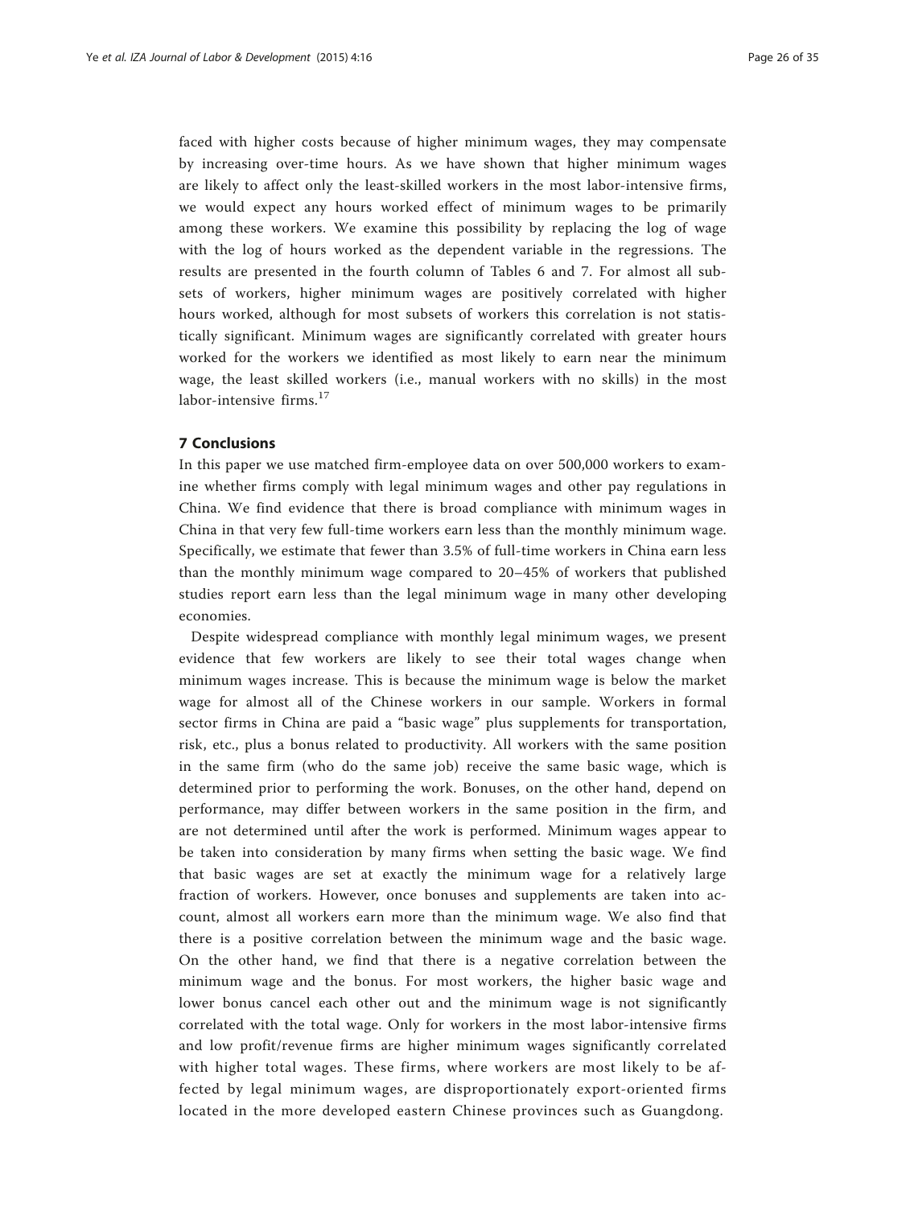faced with higher costs because of higher minimum wages, they may compensate by increasing over-time hours. As we have shown that higher minimum wages are likely to affect only the least-skilled workers in the most labor-intensive firms, we would expect any hours worked effect of minimum wages to be primarily among these workers. We examine this possibility by replacing the log of wage with the log of hours worked as the dependent variable in the regressions. The results are presented in the fourth column of Tables 6 and 7. For almost all subsets of workers, higher minimum wages are positively correlated with higher hours worked, although for most subsets of workers this correlation is not statistically significant. Minimum wages are significantly correlated with greater hours worked for the workers we identified as most likely to earn near the minimum wage, the least skilled workers (i.e., manual workers with no skills) in the most labor-intensive firms.[17]

## 7 Conclusions

In this paper we use matched firm-employee data on over 500,000 workers to examine whether firms comply with legal minimum wages and other pay regulations in China. We find evidence that there is broad compliance with minimum wages in China in that very few full-time workers earn less than the monthly minimum wage. Specifically, we estimate that fewer than 3.5% of full-time workers in China earn less than the monthly minimum wage compared to 20–45% of workers that published studies report earn less than the legal minimum wage in many other developing economies.

Despite widespread compliance with monthly legal minimum wages, we present evidence that few workers are likely to see their total wages change when minimum wages increase. This is because the minimum wage is below the market wage for almost all of the Chinese workers in our sample. Workers in formal sector firms in China are paid a "basic wage" plus supplements for transportation, risk, etc., plus a bonus related to productivity. All workers with the same position in the same firm (who do the same job) receive the same basic wage, which is determined prior to performing the work. Bonuses, on the other hand, depend on performance, may differ between workers in the same position in the firm, and are not determined until after the work is performed. Minimum wages appear to be taken into consideration by many firms when setting the basic wage. We find that basic wages are set at exactly the minimum wage for a relatively large fraction of workers. However, once bonuses and supplements are taken into account, almost all workers earn more than the minimum wage. We also find that there is a positive correlation between the minimum wage and the basic wage. On the other hand, we find that there is a negative correlation between the minimum wage and the bonus. For most workers, the higher basic wage and lower bonus cancel each other out and the minimum wage is not significantly correlated with the total wage. Only for workers in the most labor-intensive firms and low profit/revenue firms are higher minimum wages significantly correlated with higher total wages. These firms, where workers are most likely to be affected by legal minimum wages, are disproportionately export-oriented firms located in the more developed eastern Chinese provinces such as Guangdong.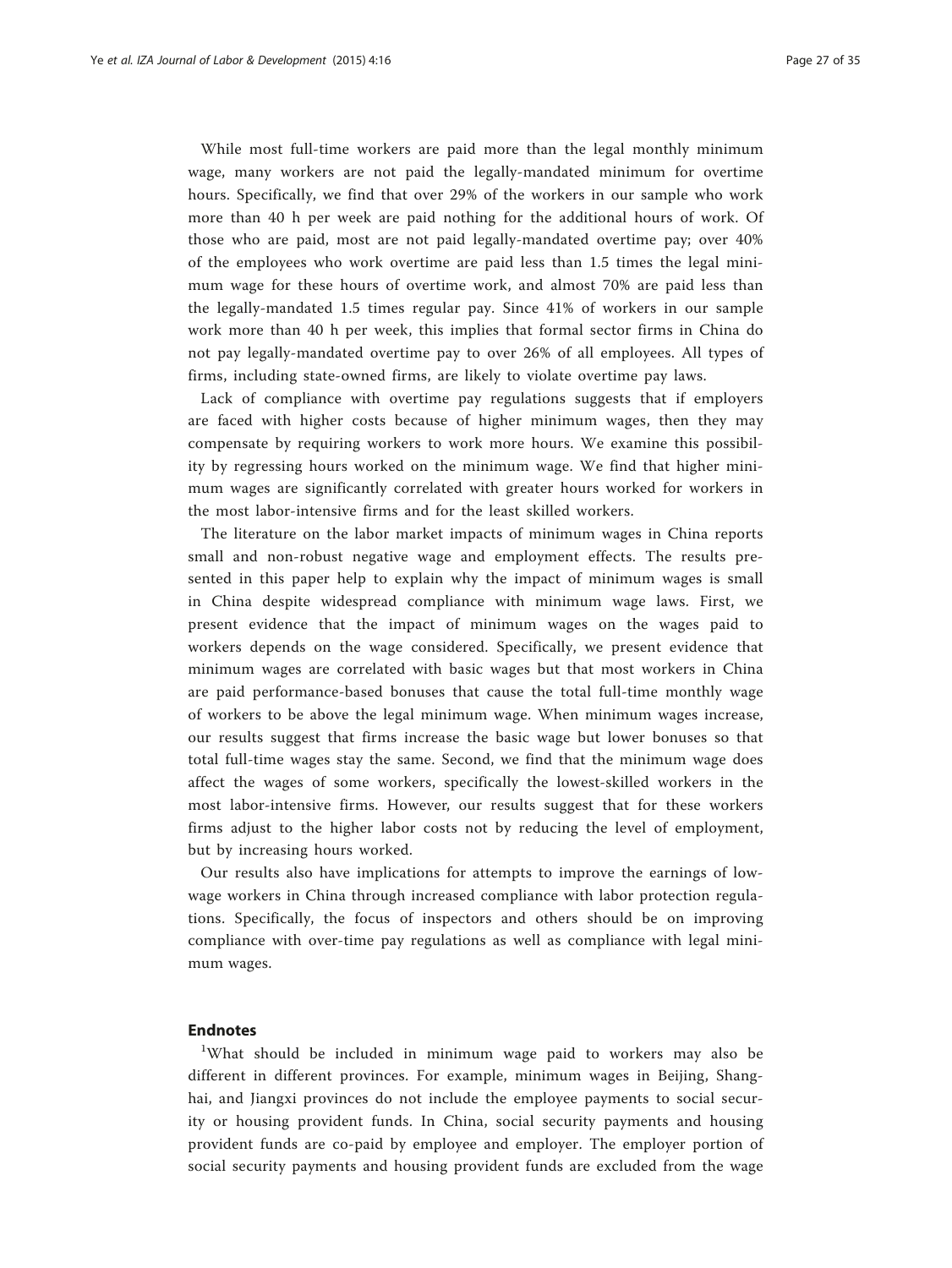While most full-time workers are paid more than the legal monthly minimum wage, many workers are not paid the legally-mandated minimum for overtime hours. Specifically, we find that over 29% of the workers in our sample who work more than 40 h per week are paid nothing for the additional hours of work. Of those who are paid, most are not paid legally-mandated overtime pay; over 40% of the employees who work overtime are paid less than 1.5 times the legal minimum wage for these hours of overtime work, and almost 70% are paid less than the legally-mandated 1.5 times regular pay. Since 41% of workers in our sample work more than 40 h per week, this implies that formal sector firms in China do not pay legally-mandated overtime pay to over 26% of all employees. All types of firms, including state-owned firms, are likely to violate overtime pay laws.

Lack of compliance with overtime pay regulations suggests that if employers are faced with higher costs because of higher minimum wages, then they may compensate by requiring workers to work more hours. We examine this possibility by regressing hours worked on the minimum wage. We find that higher minimum wages are significantly correlated with greater hours worked for workers in the most labor-intensive firms and for the least skilled workers.

The literature on the labor market impacts of minimum wages in China reports small and non-robust negative wage and employment effects. The results presented in this paper help to explain why the impact of minimum wages is small in China despite widespread compliance with minimum wage laws. First, we present evidence that the impact of minimum wages on the wages paid to workers depends on the wage considered. Specifically, we present evidence that minimum wages are correlated with basic wages but that most workers in China are paid performance-based bonuses that cause the total full-time monthly wage of workers to be above the legal minimum wage. When minimum wages increase, our results suggest that firms increase the basic wage but lower bonuses so that total full-time wages stay the same. Second, we find that the minimum wage does affect the wages of some workers, specifically the lowest-skilled workers in the most labor-intensive firms. However, our results suggest that for these workers firms adjust to the higher labor costs not by reducing the level of employment, but by increasing hours worked.

Our results also have implications for attempts to improve the earnings of low-wage workers in China through increased compliance with labor protection regulations. Specifically, the focus of inspectors and others should be on improving compliance with over-time pay regulations as well as compliance with legal minimum wages.

## Endnotes

[1]What should be included in minimum wage paid to workers may also be different in different provinces. For example, minimum wages in Beijing, Shanghai, and Jiangxi provinces do not include the employee payments to social security or housing provident funds. In China, social security payments and housing provident funds are co-paid by employee and employer. The employer portion of social security payments and housing provident funds are excluded from the wage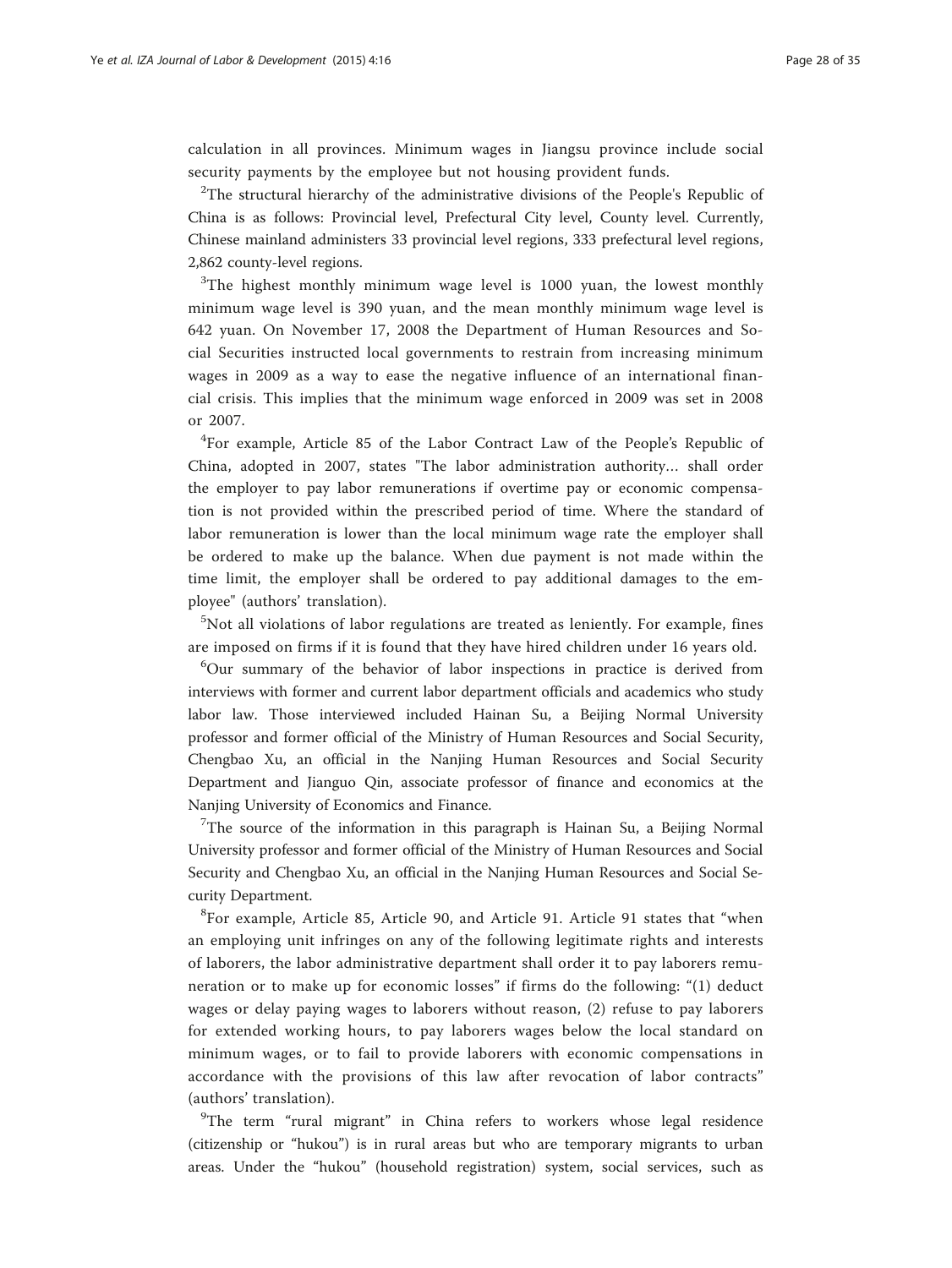calculation in all provinces. Minimum wages in Jiangsu province include social security payments by the employee but not housing provident funds.

[2]The structural hierarchy of the administrative divisions of the People's Republic of China is as follows: Provincial level, Prefectural City level, County level. Currently, Chinese mainland administers 33 provincial level regions, 333 prefectural level regions, 2,862 county-level regions.

[3]The highest monthly minimum wage level is 1000 yuan, the lowest monthly minimum wage level is 390 yuan, and the mean monthly minimum wage level is 642 yuan. On November 17, 2008 the Department of Human Resources and Social Securities instructed local governments to restrain from increasing minimum wages in 2009 as a way to ease the negative influence of an international financial crisis. This implies that the minimum wage enforced in 2009 was set in 2008 or 2007.

[4]For example, Article 85 of the Labor Contract Law of the People's Republic of China, adopted in 2007, states "The labor administration authority… shall order the employer to pay labor remunerations if overtime pay or economic compensation is not provided within the prescribed period of time. Where the standard of labor remuneration is lower than the local minimum wage rate the employer shall be ordered to make up the balance. When due payment is not made within the time limit, the employer shall be ordered to pay additional damages to the employee" (authors' translation).

[5]Not all violations of labor regulations are treated as leniently. For example, fines are imposed on firms if it is found that they have hired children under 16 years old.

[6]Our summary of the behavior of labor inspections in practice is derived from interviews with former and current labor department officials and academics who study labor law. Those interviewed included Hainan Su, a Beijing Normal University professor and former official of the Ministry of Human Resources and Social Security, Chengbao Xu, an official in the Nanjing Human Resources and Social Security Department and Jianguo Qin, associate professor of finance and economics at the Nanjing University of Economics and Finance.

[7]The source of the information in this paragraph is Hainan Su, a Beijing Normal University professor and former official of the Ministry of Human Resources and Social Security and Chengbao Xu, an official in the Nanjing Human Resources and Social Security Department.

[8]For example, Article 85, Article 90, and Article 91. Article 91 states that "when an employing unit infringes on any of the following legitimate rights and interests of laborers, the labor administrative department shall order it to pay laborers remuneration or to make up for economic losses" if firms do the following: "(1) deduct wages or delay paying wages to laborers without reason, (2) refuse to pay laborers for extended working hours, to pay laborers wages below the local standard on minimum wages, or to fail to provide laborers with economic compensations in accordance with the provisions of this law after revocation of labor contracts" (authors' translation).

[9]The term "rural migrant" in China refers to workers whose legal residence (citizenship or "hukou") is in rural areas but who are temporary migrants to urban areas. Under the "hukou" (household registration) system, social services, such as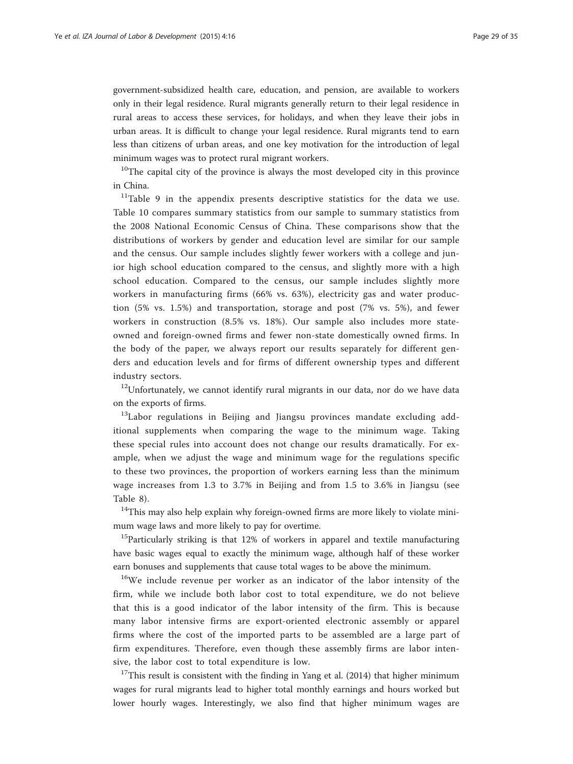government-subsidized health care, education, and pension, are available to workers only in their legal residence. Rural migrants generally return to their legal residence in rural areas to access these services, for holidays, and when they leave their jobs in urban areas. It is difficult to change your legal residence. Rural migrants tend to earn less than citizens of urban areas, and one key motivation for the introduction of legal minimum wages was to protect rural migrant workers.

[10]The capital city of the province is always the most developed city in this province in China.

[11]Table 9 in the appendix presents descriptive statistics for the data we use. Table 10 compares summary statistics from our sample to summary statistics from the 2008 National Economic Census of China. These comparisons show that the distributions of workers by gender and education level are similar for our sample and the census. Our sample includes slightly fewer workers with a college and junior high school education compared to the census, and slightly more with a high school education. Compared to the census, our sample includes slightly more workers in manufacturing firms (66% vs. 63%), electricity gas and water production (5% vs. 1.5%) and transportation, storage and post (7% vs. 5%), and fewer workers in construction (8.5% vs. 18%). Our sample also includes more state-owned and foreign-owned firms and fewer non-state domestically owned firms. In the body of the paper, we always report our results separately for different genders and education levels and for firms of different ownership types and different industry sectors.

[12]Unfortunately, we cannot identify rural migrants in our data, nor do we have data on the exports of firms.

[13]Labor regulations in Beijing and Jiangsu provinces mandate excluding additional supplements when comparing the wage to the minimum wage. Taking these special rules into account does not change our results dramatically. For example, when we adjust the wage and minimum wage for the regulations specific to these two provinces, the proportion of workers earning less than the minimum wage increases from 1.3 to 3.7% in Beijing and from 1.5 to 3.6% in Jiangsu (see Table 8).

[14]This may also help explain why foreign-owned firms are more likely to violate minimum wage laws and more likely to pay for overtime.

[15]Particularly striking is that 12% of workers in apparel and textile manufacturing have basic wages equal to exactly the minimum wage, although half of these worker earn bonuses and supplements that cause total wages to be above the minimum.

[16]We include revenue per worker as an indicator of the labor intensity of the firm, while we include both labor cost to total expenditure, we do not believe that this is a good indicator of the labor intensity of the firm. This is because many labor intensive firms are export-oriented electronic assembly or apparel firms where the cost of the imported parts to be assembled are a large part of firm expenditures. Therefore, even though these assembly firms are labor intensive, the labor cost to total expenditure is low.

[17]This result is consistent with the finding in Yang et al. (2014) that higher minimum wages for rural migrants lead to higher total monthly earnings and hours worked but lower hourly wages. Interestingly, we also find that higher minimum wages are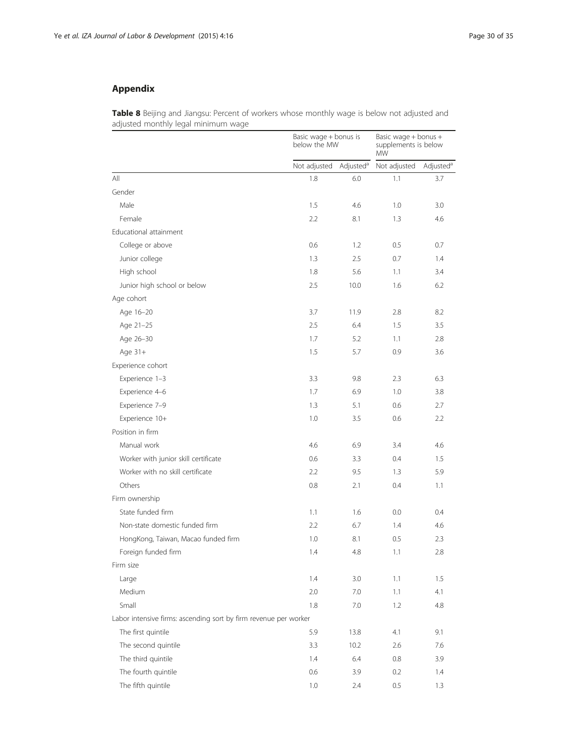## Appendix

**Table 8** Beijing and Jiangsu: Percent of workers whose monthly wage is below not adjusted and adjusted monthly legal minimum wage

| | Basic wage + bonus is below the MW | | Basic wage + bonus + supplements is below MW | |
|---|---|---|---|---|
| | Not adjusted | Adjusted[a] | Not adjusted | Adjusted[a] |
| All | 1.8 | 6.0 | 1.1 | 3.7 |
| Gender | | | | |
| Male | 1.5 | 4.6 | 1.0 | 3.0 |
| Female | 2.2 | 8.1 | 1.3 | 4.6 |
| Educational attainment | | | | |
| College or above | 0.6 | 1.2 | 0.5 | 0.7 |
| Junior college | 1.3 | 2.5 | 0.7 | 1.4 |
| High school | 1.8 | 5.6 | 1.1 | 3.4 |
| Junior high school or below | 2.5 | 10.0 | 1.6 | 6.2 |
| Age cohort | | | | |
| Age 16–20 | 3.7 | 11.9 | 2.8 | 8.2 |
| Age 21–25 | 2.5 | 6.4 | 1.5 | 3.5 |
| Age 26–30 | 1.7 | 5.2 | 1.1 | 2.8 |
| Age 31+ | 1.5 | 5.7 | 0.9 | 3.6 |
| Experience cohort | | | | |
| Experience 1–3 | 3.3 | 9.8 | 2.3 | 6.3 |
| Experience 4–6 | 1.7 | 6.9 | 1.0 | 3.8 |
| Experience 7–9 | 1.3 | 5.1 | 0.6 | 2.7 |
| Experience 10+ | 1.0 | 3.5 | 0.6 | 2.2 |
| Position in firm | | | | |
| Manual work | 4.6 | 6.9 | 3.4 | 4.6 |
| Worker with junior skill certificate | 0.6 | 3.3 | 0.4 | 1.5 |
| Worker with no skill certificate | 2.2 | 9.5 | 1.3 | 5.9 |
| Others | 0.8 | 2.1 | 0.4 | 1.1 |
| Firm ownership | | | | |
| State funded firm | 1.1 | 1.6 | 0.0 | 0.4 |
| Non-state domestic funded firm | 2.2 | 6.7 | 1.4 | 4.6 |
| HongKong, Taiwan, Macao funded firm | 1.0 | 8.1 | 0.5 | 2.3 |
| Foreign funded firm | 1.4 | 4.8 | 1.1 | 2.8 |
| Firm size | | | | |
| Large | 1.4 | 3.0 | 1.1 | 1.5 |
| Medium | 2.0 | 7.0 | 1.1 | 4.1 |
| Small | 1.8 | 7.0 | 1.2 | 4.8 |
| Labor intensive firms: ascending sort by firm revenue per worker | | | | |
| The first quintile | 5.9 | 13.8 | 4.1 | 9.1 |
| The second quintile | 3.3 | 10.2 | 2.6 | 7.6 |
| The third quintile | 1.4 | 6.4 | 0.8 | 3.9 |
| The fourth quintile | 0.6 | 3.9 | 0.2 | 1.4 |
| The fifth quintile | 1.0 | 2.4 | 0.5 | 1.3 |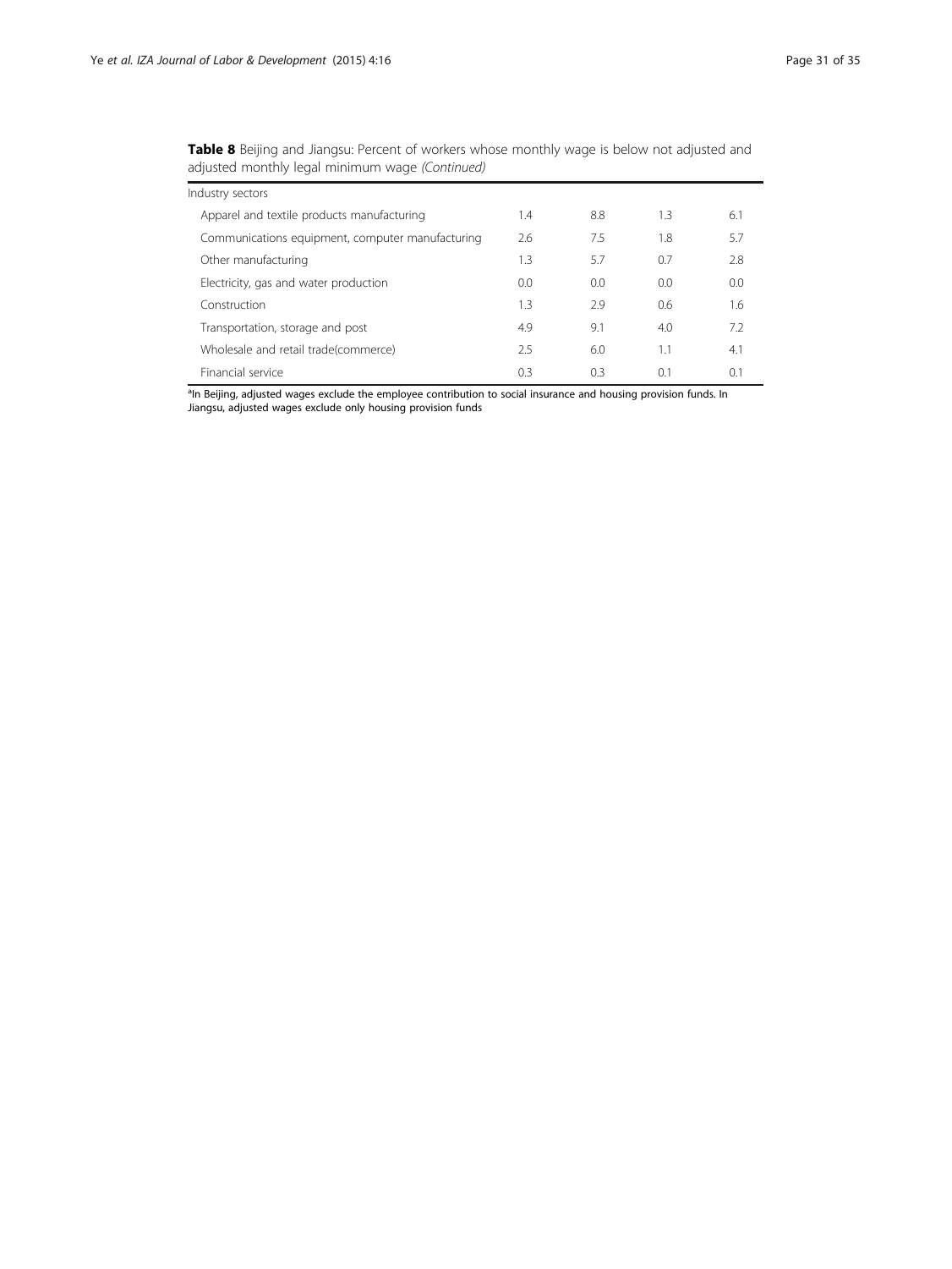**Table 8** Beijing and Jiangsu: Percent of workers whose monthly wage is below not adjusted and adjusted monthly legal minimum wage *(Continued)*

| | | | | |
|---|---|---|---|---|
| Industry sectors | | | | |
| Apparel and textile products manufacturing | 1.4 | 8.8 | 1.3 | 6.1 |
| Communications equipment, computer manufacturing | 2.6 | 7.5 | 1.8 | 5.7 |
| Other manufacturing | 1.3 | 5.7 | 0.7 | 2.8 |
| Electricity, gas and water production | 0.0 | 0.0 | 0.0 | 0.0 |
| Construction | 1.3 | 2.9 | 0.6 | 1.6 |
| Transportation, storage and post | 4.9 | 9.1 | 4.0 | 7.2 |
| Wholesale and retail trade(commerce) | 2.5 | 6.0 | 1.1 | 4.1 |
| Financial service | 0.3 | 0.3 | 0.1 | 0.1 |

[a]In Beijing, adjusted wages exclude the employee contribution to social insurance and housing provision funds. In Jiangsu, adjusted wages exclude only housing provision funds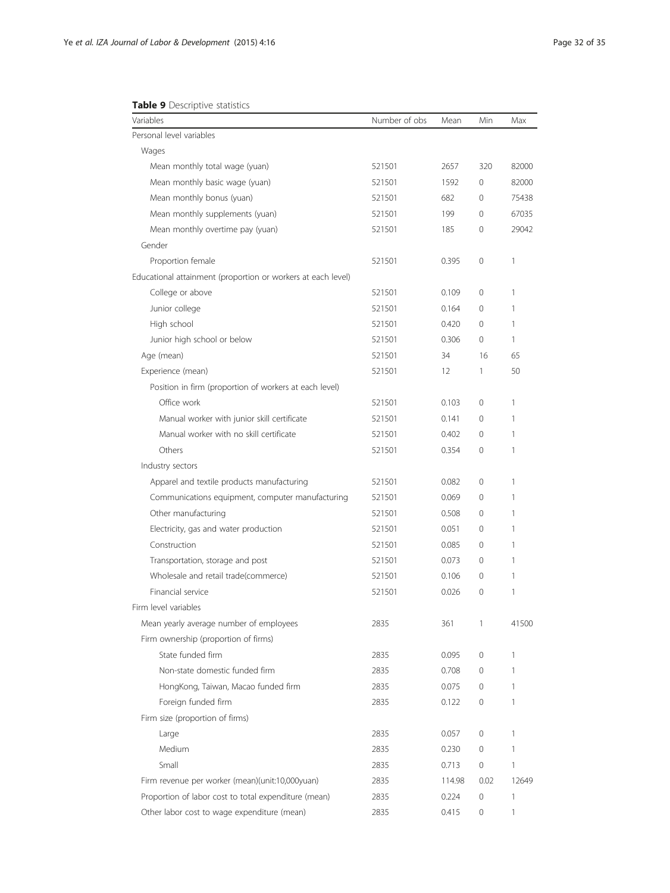**Table 9** Descriptive statistics

| Variables | Number of obs | Mean | Min | Max |
|---|---|---|---|---|
| Personal level variables | | | | |
| Wages | | | | |
| Mean monthly total wage (yuan) | 521501 | 2657 | 320 | 82000 |
| Mean monthly basic wage (yuan) | 521501 | 1592 | 0 | 82000 |
| Mean monthly bonus (yuan) | 521501 | 682 | 0 | 75438 |
| Mean monthly supplements (yuan) | 521501 | 199 | 0 | 67035 |
| Mean monthly overtime pay (yuan) | 521501 | 185 | 0 | 29042 |
| Gender | | | | |
| Proportion female | 521501 | 0.395 | 0 | 1 |
| Educational attainment (proportion or workers at each level) | | | | |
| College or above | 521501 | 0.109 | 0 | 1 |
| Junior college | 521501 | 0.164 | 0 | 1 |
| High school | 521501 | 0.420 | 0 | 1 |
| Junior high school or below | 521501 | 0.306 | 0 | 1 |
| Age (mean) | 521501 | 34 | 16 | 65 |
| Experience (mean) | 521501 | 12 | 1 | 50 |
| Position in firm (proportion of workers at each level) | | | | |
| Office work | 521501 | 0.103 | 0 | 1 |
| Manual worker with junior skill certificate | 521501 | 0.141 | 0 | 1 |
| Manual worker with no skill certificate | 521501 | 0.402 | 0 | 1 |
| Others | 521501 | 0.354 | 0 | 1 |
| Industry sectors | | | | |
| Apparel and textile products manufacturing | 521501 | 0.082 | 0 | 1 |
| Communications equipment, computer manufacturing | 521501 | 0.069 | 0 | 1 |
| Other manufacturing | 521501 | 0.508 | 0 | 1 |
| Electricity, gas and water production | 521501 | 0.051 | 0 | 1 |
| Construction | 521501 | 0.085 | 0 | 1 |
| Transportation, storage and post | 521501 | 0.073 | 0 | 1 |
| Wholesale and retail trade(commerce) | 521501 | 0.106 | 0 | 1 |
| Financial service | 521501 | 0.026 | 0 | 1 |
| Firm level variables | | | | |
| Mean yearly average number of employees | 2835 | 361 | 1 | 41500 |
| Firm ownership (proportion of firms) | | | | |
| State funded firm | 2835 | 0.095 | 0 | 1 |
| Non-state domestic funded firm | 2835 | 0.708 | 0 | 1 |
| HongKong, Taiwan, Macao funded firm | 2835 | 0.075 | 0 | 1 |
| Foreign funded firm | 2835 | 0.122 | 0 | 1 |
| Firm size (proportion of firms) | | | | |
| Large | 2835 | 0.057 | 0 | 1 |
| Medium | 2835 | 0.230 | 0 | 1 |
| Small | 2835 | 0.713 | 0 | 1 |
| Firm revenue per worker (mean)(unit:10,000yuan) | 2835 | 114.98 | 0.02 | 12649 |
| Proportion of labor cost to total expenditure (mean) | 2835 | 0.224 | 0 | 1 |
| Other labor cost to wage expenditure (mean) | 2835 | 0.415 | 0 | 1 |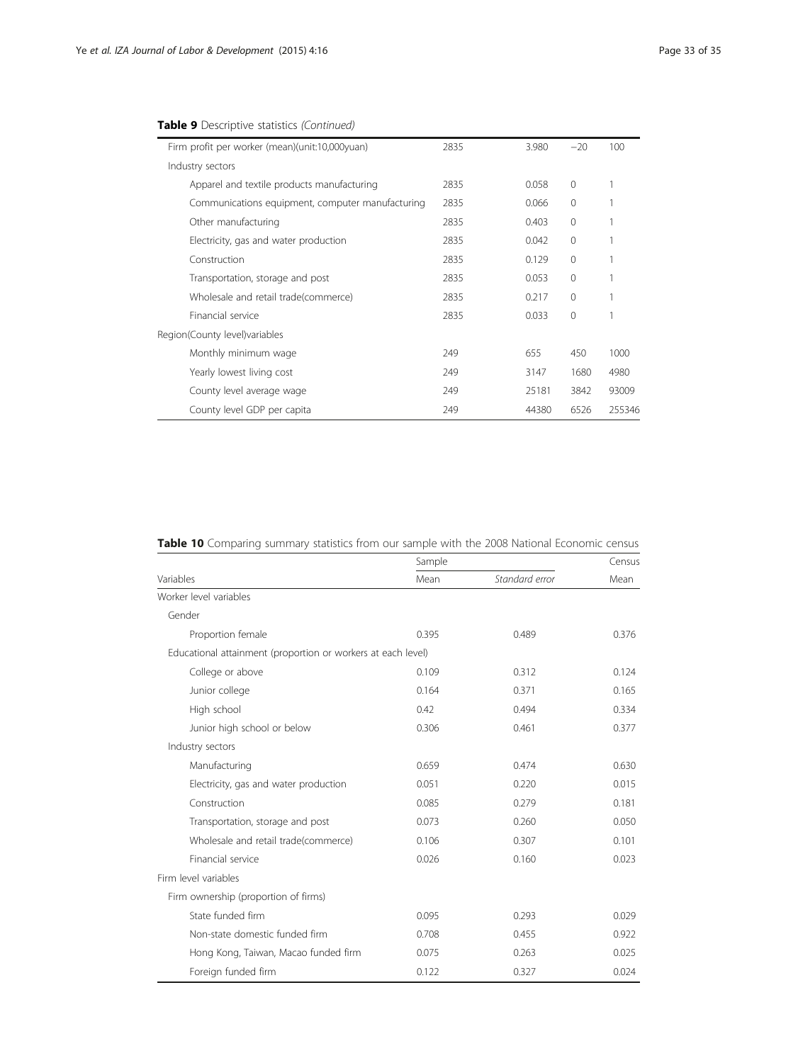**Table 9** Descriptive statistics *(Continued)*

| | | | | |
|---|---|---|---|---|
| Firm profit per worker (mean)(unit:10,000yuan) | 2835 | 3.980 | −20 | 100 |
| Industry sectors | | | | |
| Apparel and textile products manufacturing | 2835 | 0.058 | 0 | 1 |
| Communications equipment, computer manufacturing | 2835 | 0.066 | 0 | 1 |
| Other manufacturing | 2835 | 0.403 | 0 | 1 |
| Electricity, gas and water production | 2835 | 0.042 | 0 | 1 |
| Construction | 2835 | 0.129 | 0 | 1 |
| Transportation, storage and post | 2835 | 0.053 | 0 | 1 |
| Wholesale and retail trade(commerce) | 2835 | 0.217 | 0 | 1 |
| Financial service | 2835 | 0.033 | 0 | 1 |
| Region(County level)variables | | | | |
| Monthly minimum wage | 249 | 655 | 450 | 1000 |
| Yearly lowest living cost | 249 | 3147 | 1680 | 4980 |
| County level average wage | 249 | 25181 | 3842 | 93009 |
| County level GDP per capita | 249 | 44380 | 6526 | 255346 |

**Table 10** Comparing summary statistics from our sample with the 2008 National Economic census

| | Sample | | Census |
|---|---|---|---|
| Variables | Mean | *Standard error* | Mean |
| Worker level variables | | | |
| Gender | | | |
| Proportion female | 0.395 | 0.489 | 0.376 |
| Educational attainment (proportion or workers at each level) | | | |
| College or above | 0.109 | 0.312 | 0.124 |
| Junior college | 0.164 | 0.371 | 0.165 |
| High school | 0.42 | 0.494 | 0.334 |
| Junior high school or below | 0.306 | 0.461 | 0.377 |
| Industry sectors | | | |
| Manufacturing | 0.659 | 0.474 | 0.630 |
| Electricity, gas and water production | 0.051 | 0.220 | 0.015 |
| Construction | 0.085 | 0.279 | 0.181 |
| Transportation, storage and post | 0.073 | 0.260 | 0.050 |
| Wholesale and retail trade(commerce) | 0.106 | 0.307 | 0.101 |
| Financial service | 0.026 | 0.160 | 0.023 |
| Firm level variables | | | |
| Firm ownership (proportion of firms) | | | |
| State funded firm | 0.095 | 0.293 | 0.029 |
| Non-state domestic funded firm | 0.708 | 0.455 | 0.922 |
| Hong Kong, Taiwan, Macao funded firm | 0.075 | 0.263 | 0.025 |
| Foreign funded firm | 0.122 | 0.327 | 0.024 |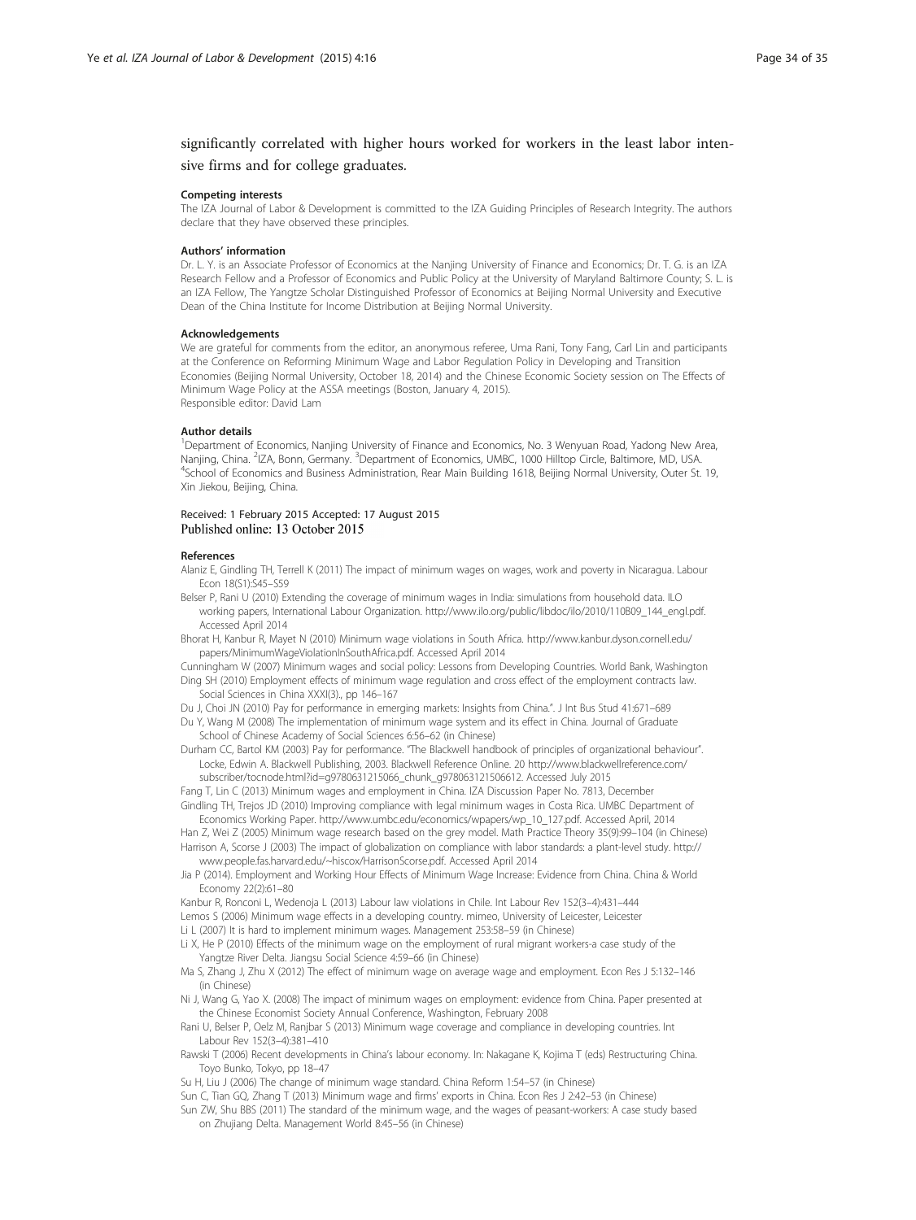significantly correlated with higher hours worked for workers in the least labor intensive firms and for college graduates.

#### Competing interests

The IZA Journal of Labor & Development is committed to the IZA Guiding Principles of Research Integrity. The authors declare that they have observed these principles.

#### Authors' information

Dr. L. Y. is an Associate Professor of Economics at the Nanjing University of Finance and Economics; Dr. T. G. is an IZA Research Fellow and a Professor of Economics and Public Policy at the University of Maryland Baltimore County; S. L. is an IZA Fellow, The Yangtze Scholar Distinguished Professor of Economics at Beijing Normal University and Executive Dean of the China Institute for Income Distribution at Beijing Normal University.

#### Acknowledgements

We are grateful for comments from the editor, an anonymous referee, Uma Rani, Tony Fang, Carl Lin and participants at the Conference on Reforming Minimum Wage and Labor Regulation Policy in Developing and Transition Economies (Beijing Normal University, October 18, 2014) and the Chinese Economic Society session on The Effects of Minimum Wage Policy at the ASSA meetings (Boston, January 4, 2015).
Responsible editor: David Lam

#### Author details

[1]Department of Economics, Nanjing University of Finance and Economics, No. 3 Wenyuan Road, Yadong New Area, Nanjing, China. [2]IZA, Bonn, Germany. [3]Department of Economics, UMBC, 1000 Hilltop Circle, Baltimore, MD, USA. [4]School of Economics and Business Administration, Rear Main Building 1618, Beijing Normal University, Outer St. 19, Xin Jiekou, Beijing, China.

Received: 1 February 2015 Accepted: 17 August 2015
Published online: 13 October 2015

#### References

Alaniz E, Gindling TH, Terrell K (2011) The impact of minimum wages on wages, work and poverty in Nicaragua. Labour Econ 18(S1):S45–S59

Belser P, Rani U (2010) Extending the coverage of minimum wages in India: simulations from household data. ILO working papers, International Labour Organization. http://www.ilo.org/public/libdoc/ilo/2010/110B09_144_engl.pdf. Accessed April 2014

Bhorat H, Kanbur R, Mayet N (2010) Minimum wage violations in South Africa. http://www.kanbur.dyson.cornell.edu/papers/MinimumWageViolationInSouthAfrica.pdf. Accessed April 2014

Cunningham W (2007) Minimum wages and social policy: Lessons from Developing Countries. World Bank, Washington

Ding SH (2010) Employment effects of minimum wage regulation and cross effect of the employment contracts law. Social Sciences in China XXXI(3)., pp 146–167

Du J, Choi JN (2010) Pay for performance in emerging markets: Insights from China.". J Int Bus Stud 41:671–689

Du Y, Wang M (2008) The implementation of minimum wage system and its effect in China. Journal of Graduate School of Chinese Academy of Social Sciences 6:56–62 (in Chinese)

Durham CC, Bartol KM (2003) Pay for performance. "The Blackwell handbook of principles of organizational behaviour". Locke, Edwin A. Blackwell Publishing, 2003. Blackwell Reference Online. 20 http://www.blackwellreference.com/subscriber/tocnode.html?id=g9780631215066_chunk_g978063121506612. Accessed July 2015

Fang T, Lin C (2013) Minimum wages and employment in China. IZA Discussion Paper No. 7813, December

Gindling TH, Trejos JD (2010) Improving compliance with legal minimum wages in Costa Rica. UMBC Department of Economics Working Paper. http://www.umbc.edu/economics/wpapers/wp_10_127.pdf. Accessed April, 2014

Han Z, Wei Z (2005) Minimum wage research based on the grey model. Math Practice Theory 35(9):99–104 (in Chinese)

Harrison A, Scorse J (2003) The impact of globalization on compliance with labor standards: a plant-level study. http://www.people.fas.harvard.edu/~hiscox/HarrisonScorse.pdf. Accessed April 2014

Jia P (2014). Employment and Working Hour Effects of Minimum Wage Increase: Evidence from China. China & World Economy 22(2):61–80

Kanbur R, Ronconi L, Wedenoja L (2013) Labour law violations in Chile. Int Labour Rev 152(3–4):431–444

Lemos S (2006) Minimum wage effects in a developing country. mimeo, University of Leicester, Leicester

Li L (2007) It is hard to implement minimum wages. Management 253:58–59 (in Chinese)

Li X, He P (2010) Effects of the minimum wage on the employment of rural migrant workers-a case study of the Yangtze River Delta. Jiangsu Social Science 4:59–66 (in Chinese)

Ma S, Zhang J, Zhu X (2012) The effect of minimum wage on average wage and employment. Econ Res J 5:132–146 (in Chinese)

Ni J, Wang G, Yao X. (2008) The impact of minimum wages on employment: evidence from China. Paper presented at the Chinese Economist Society Annual Conference, Washington, February 2008

Rani U, Belser P, Oelz M, Ranjbar S (2013) Minimum wage coverage and compliance in developing countries. Int Labour Rev 152(3–4):381–410

Rawski T (2006) Recent developments in China's labour economy. In: Nakagane K, Kojima T (eds) Restructuring China. Toyo Bunko, Tokyo, pp 18–47

Su H, Liu J (2006) The change of minimum wage standard. China Reform 1:54–57 (in Chinese)

Sun C, Tian GQ, Zhang T (2013) Minimum wage and firms' exports in China. Econ Res J 2:42–53 (in Chinese)

Sun ZW, Shu BBS (2011) The standard of the minimum wage, and the wages of peasant-workers: A case study based on Zhujiang Delta. Management World 8:45–56 (in Chinese)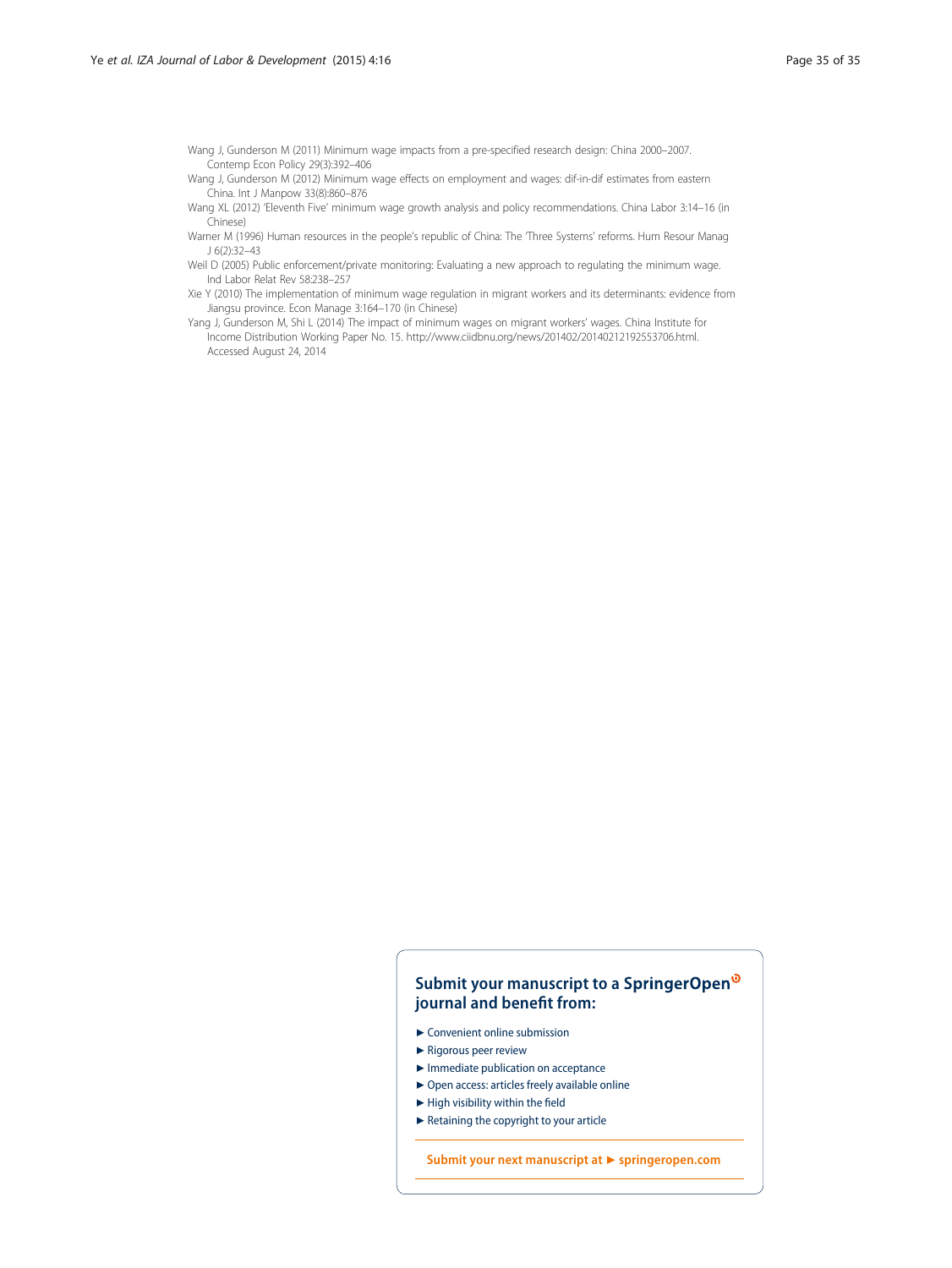Wang J, Gunderson M (2011) Minimum wage impacts from a pre-specified research design: China 2000–2007. Contemp Econ Policy 29(3):392–406

Wang J, Gunderson M (2012) Minimum wage effects on employment and wages: dif-in-dif estimates from eastern China. Int J Manpow 33(8):860–876

Wang XL (2012) 'Eleventh Five' minimum wage growth analysis and policy recommendations. China Labor 3:14–16 (in Chinese)

Warner M (1996) Human resources in the people's republic of China: The 'Three Systems' reforms. Hum Resour Manag J 6(2):32–43

Weil D (2005) Public enforcement/private monitoring: Evaluating a new approach to regulating the minimum wage. Ind Labor Relat Rev 58:238–257

Xie Y (2010) The implementation of minimum wage regulation in migrant workers and its determinants: evidence from Jiangsu province. Econ Manage 3:164–170 (in Chinese)

Yang J, Gunderson M, Shi L (2014) The impact of minimum wages on migrant workers' wages. China Institute for Income Distribution Working Paper No. 15. http://www.ciidbnu.org/news/201402/20140212192553706.html. Accessed August 24, 2014

**Submit your manuscript to a SpringerOpen journal and benefit from:**

- ► Convenient online submission
- ► Rigorous peer review
- ► Immediate publication on acceptance
- ► Open access: articles freely available online
- ► High visibility within the field
- ► Retaining the copyright to your article

**Submit your next manuscript at ► springeropen.com**